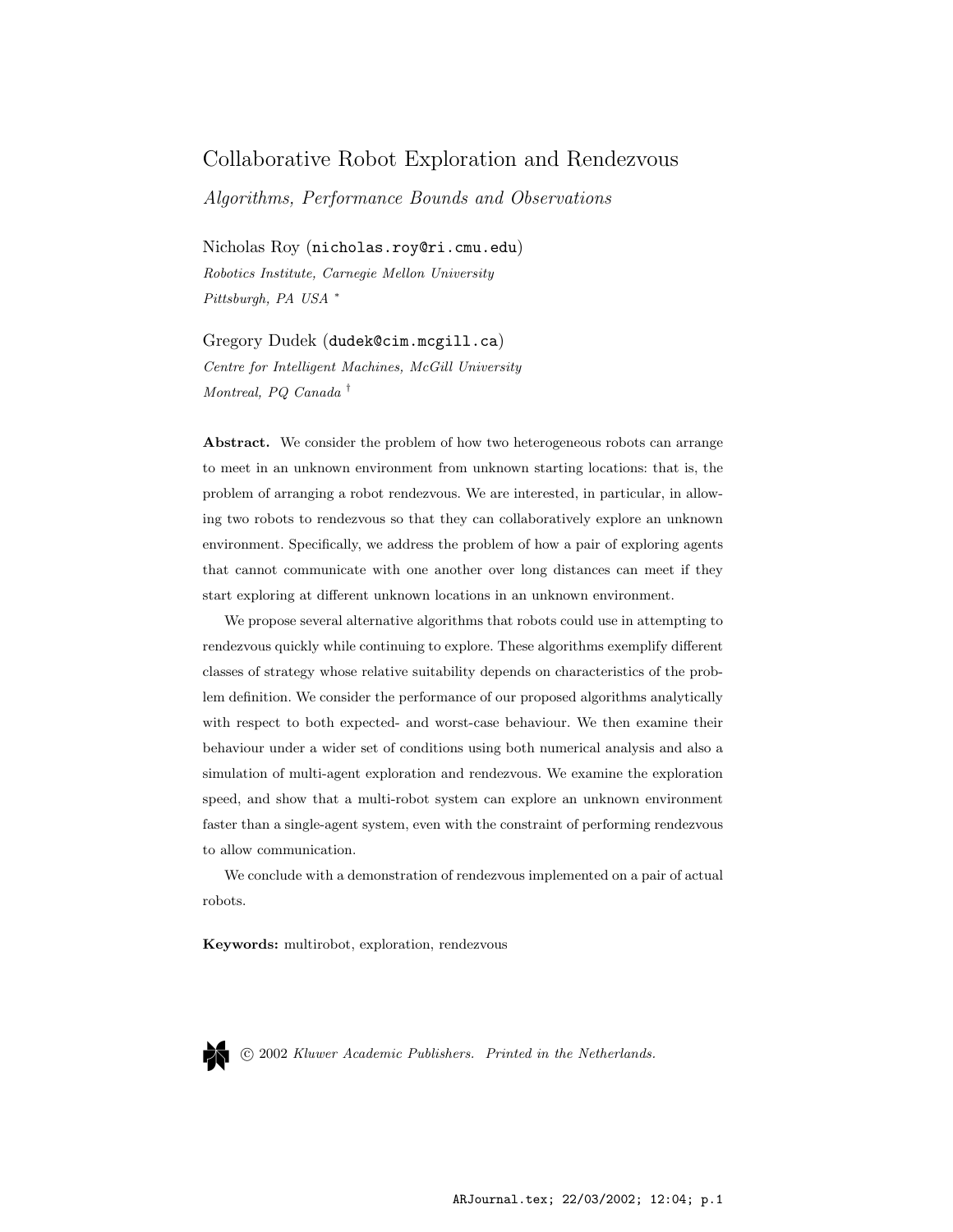# Collaborative Robot Exploration and Rendezvous

*Algorithms, Performance Bounds and Observations*

Nicholas Roy (nicholas.roy@ri.cmu.edu)
*Robotics Institute, Carnegie Mellon University*
*Pittsburgh, PA USA* *

Gregory Dudek (dudek@cim.mcgill.ca)
*Centre for Intelligent Machines, McGill University*
*Montreal, PQ Canada* †

**Abstract.** We consider the problem of how two heterogeneous robots can arrange to meet in an unknown environment from unknown starting locations: that is, the problem of arranging a robot rendezvous. We are interested, in particular, in allowing two robots to rendezvous so that they can collaboratively explore an unknown environment. Specifically, we address the problem of how a pair of exploring agents that cannot communicate with one another over long distances can meet if they start exploring at different unknown locations in an unknown environment.

We propose several alternative algorithms that robots could use in attempting to rendezvous quickly while continuing to explore. These algorithms exemplify different classes of strategy whose relative suitability depends on characteristics of the problem definition. We consider the performance of our proposed algorithms analytically with respect to both expected- and worst-case behaviour. We then examine their behaviour under a wider set of conditions using both numerical analysis and also a simulation of multi-agent exploration and rendezvous. We examine the exploration speed, and show that a multi-robot system can explore an unknown environment faster than a single-agent system, even with the constraint of performing rendezvous to allow communication.

We conclude with a demonstration of rendezvous implemented on a pair of actual robots.

**Keywords:** multirobot, exploration, rendezvous

© 2002 *Kluwer Academic Publishers. Printed in the Netherlands.*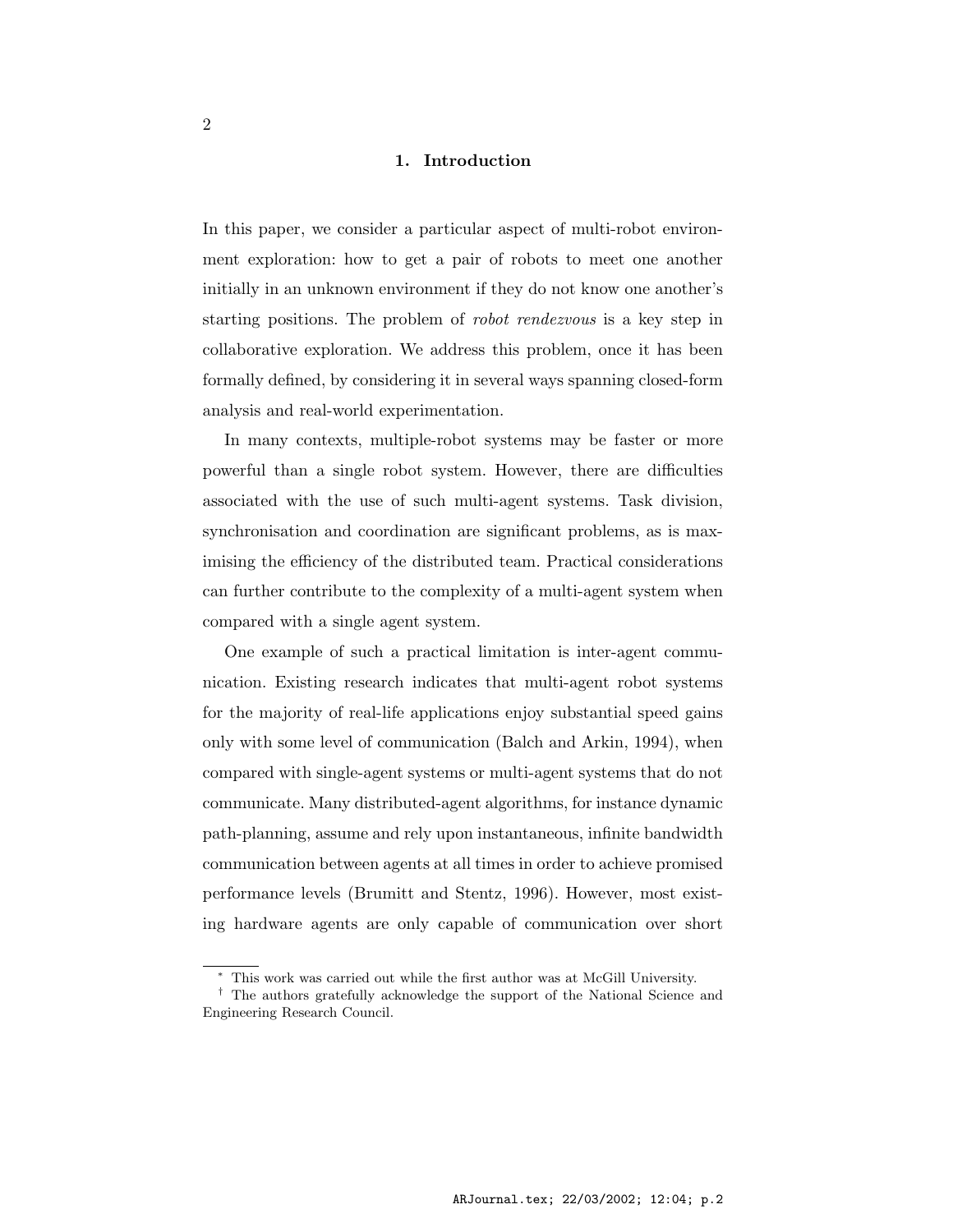# 1. Introduction

In this paper, we consider a particular aspect of multi-robot environment exploration: how to get a pair of robots to meet one another initially in an unknown environment if they do not know one another's starting positions. The problem of *robot rendezvous* is a key step in collaborative exploration. We address this problem, once it has been formally defined, by considering it in several ways spanning closed-form analysis and real-world experimentation.

In many contexts, multiple-robot systems may be faster or more powerful than a single robot system. However, there are difficulties associated with the use of such multi-agent systems. Task division, synchronisation and coordination are significant problems, as is maximising the efficiency of the distributed team. Practical considerations can further contribute to the complexity of a multi-agent system when compared with a single agent system.

One example of such a practical limitation is inter-agent communication. Existing research indicates that multi-agent robot systems for the majority of real-life applications enjoy substantial speed gains only with some level of communication (Balch and Arkin, 1994), when compared with single-agent systems or multi-agent systems that do not communicate. Many distributed-agent algorithms, for instance dynamic path-planning, assume and rely upon instantaneous, infinite bandwidth communication between agents at all times in order to achieve promised performance levels (Brumitt and Stentz, 1996). However, most existing hardware agents are only capable of communication over short

[*] This work was carried out while the first author was at McGill University.

[†] The authors gratefully acknowledge the support of the National Science and Engineering Research Council.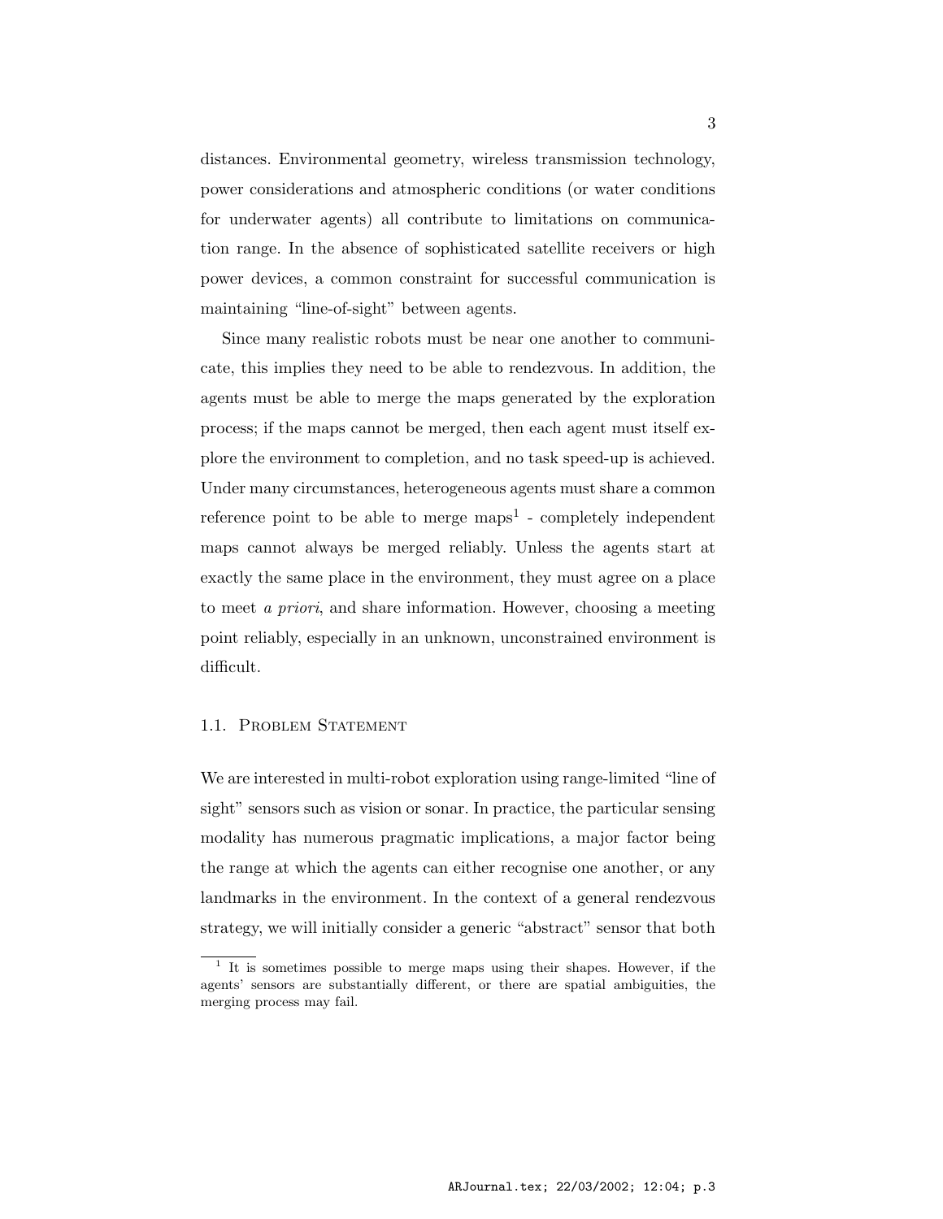distances. Environmental geometry, wireless transmission technology, power considerations and atmospheric conditions (or water conditions for underwater agents) all contribute to limitations on communication range. In the absence of sophisticated satellite receivers or high power devices, a common constraint for successful communication is maintaining "line-of-sight" between agents.

Since many realistic robots must be near one another to communicate, this implies they need to be able to rendezvous. In addition, the agents must be able to merge the maps generated by the exploration process; if the maps cannot be merged, then each agent must itself explore the environment to completion, and no task speed-up is achieved. Under many circumstances, heterogeneous agents must share a common reference point to be able to merge maps[1] - completely independent maps cannot always be merged reliably. Unless the agents start at exactly the same place in the environment, they must agree on a place to meet *a priori*, and share information. However, choosing a meeting point reliably, especially in an unknown, unconstrained environment is difficult.

### 1.1. Problem Statement

We are interested in multi-robot exploration using range-limited "line of sight" sensors such as vision or sonar. In practice, the particular sensing modality has numerous pragmatic implications, a major factor being the range at which the agents can either recognise one another, or any landmarks in the environment. In the context of a general rendezvous strategy, we will initially consider a generic "abstract" sensor that both

[1] It is sometimes possible to merge maps using their shapes. However, if the agents' sensors are substantially different, or there are spatial ambiguities, the merging process may fail.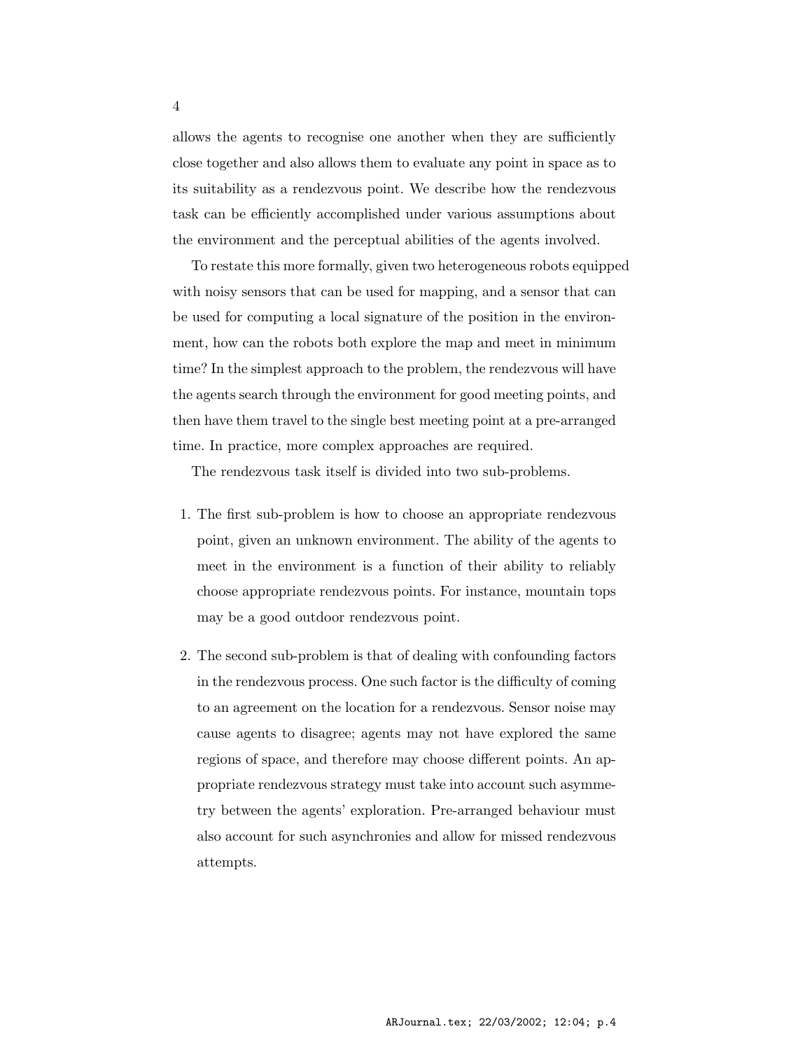allows the agents to recognise one another when they are sufficiently close together and also allows them to evaluate any point in space as to its suitability as a rendezvous point. We describe how the rendezvous task can be efficiently accomplished under various assumptions about the environment and the perceptual abilities of the agents involved.

To restate this more formally, given two heterogeneous robots equipped with noisy sensors that can be used for mapping, and a sensor that can be used for computing a local signature of the position in the environment, how can the robots both explore the map and meet in minimum time? In the simplest approach to the problem, the rendezvous will have the agents search through the environment for good meeting points, and then have them travel to the single best meeting point at a pre-arranged time. In practice, more complex approaches are required.

The rendezvous task itself is divided into two sub-problems.

1. The first sub-problem is how to choose an appropriate rendezvous point, given an unknown environment. The ability of the agents to meet in the environment is a function of their ability to reliably choose appropriate rendezvous points. For instance, mountain tops may be a good outdoor rendezvous point.

2. The second sub-problem is that of dealing with confounding factors in the rendezvous process. One such factor is the difficulty of coming to an agreement on the location for a rendezvous. Sensor noise may cause agents to disagree; agents may not have explored the same regions of space, and therefore may choose different points. An appropriate rendezvous strategy must take into account such asymmetry between the agents' exploration. Pre-arranged behaviour must also account for such asynchronies and allow for missed rendezvous attempts.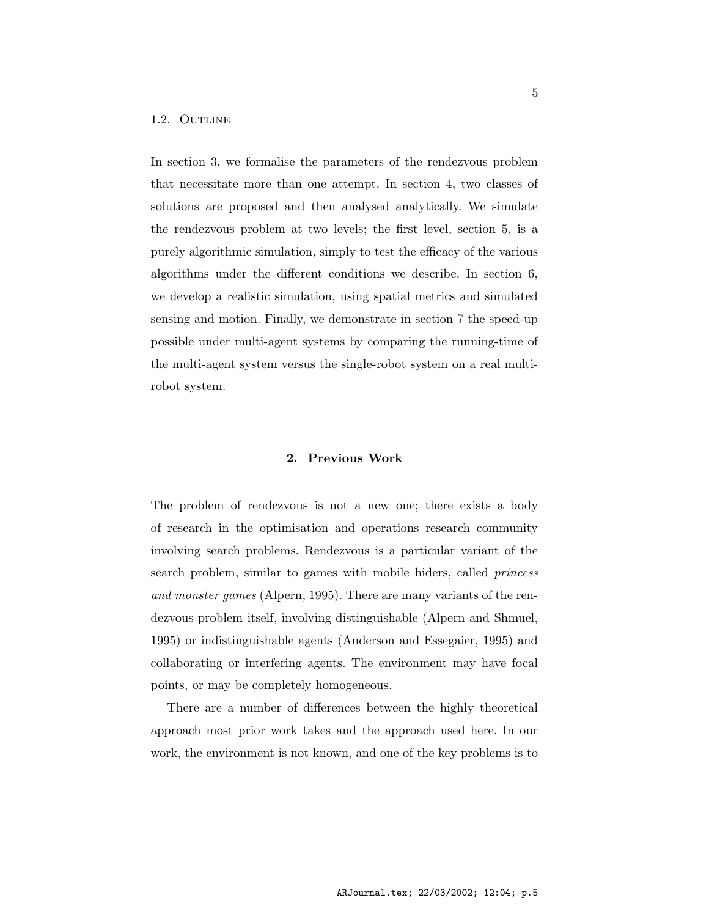### 1.2. Outline

In section 3, we formalise the parameters of the rendezvous problem that necessitate more than one attempt. In section 4, two classes of solutions are proposed and then analysed analytically. We simulate the rendezvous problem at two levels; the first level, section 5, is a purely algorithmic simulation, simply to test the efficacy of the various algorithms under the different conditions we describe. In section 6, we develop a realistic simulation, using spatial metrics and simulated sensing and motion. Finally, we demonstrate in section 7 the speed-up possible under multi-agent systems by comparing the running-time of the multi-agent system versus the single-robot system on a real multi-robot system.

## 2. Previous Work

The problem of rendezvous is not a new one; there exists a body of research in the optimisation and operations research community involving search problems. Rendezvous is a particular variant of the search problem, similar to games with mobile hiders, called *princess and monster games* (Alpern, 1995). There are many variants of the rendezvous problem itself, involving distinguishable (Alpern and Shmuel, 1995) or indistinguishable agents (Anderson and Essegaier, 1995) and collaborating or interfering agents. The environment may have focal points, or may be completely homogeneous.

There are a number of differences between the highly theoretical approach most prior work takes and the approach used here. In our work, the environment is not known, and one of the key problems is to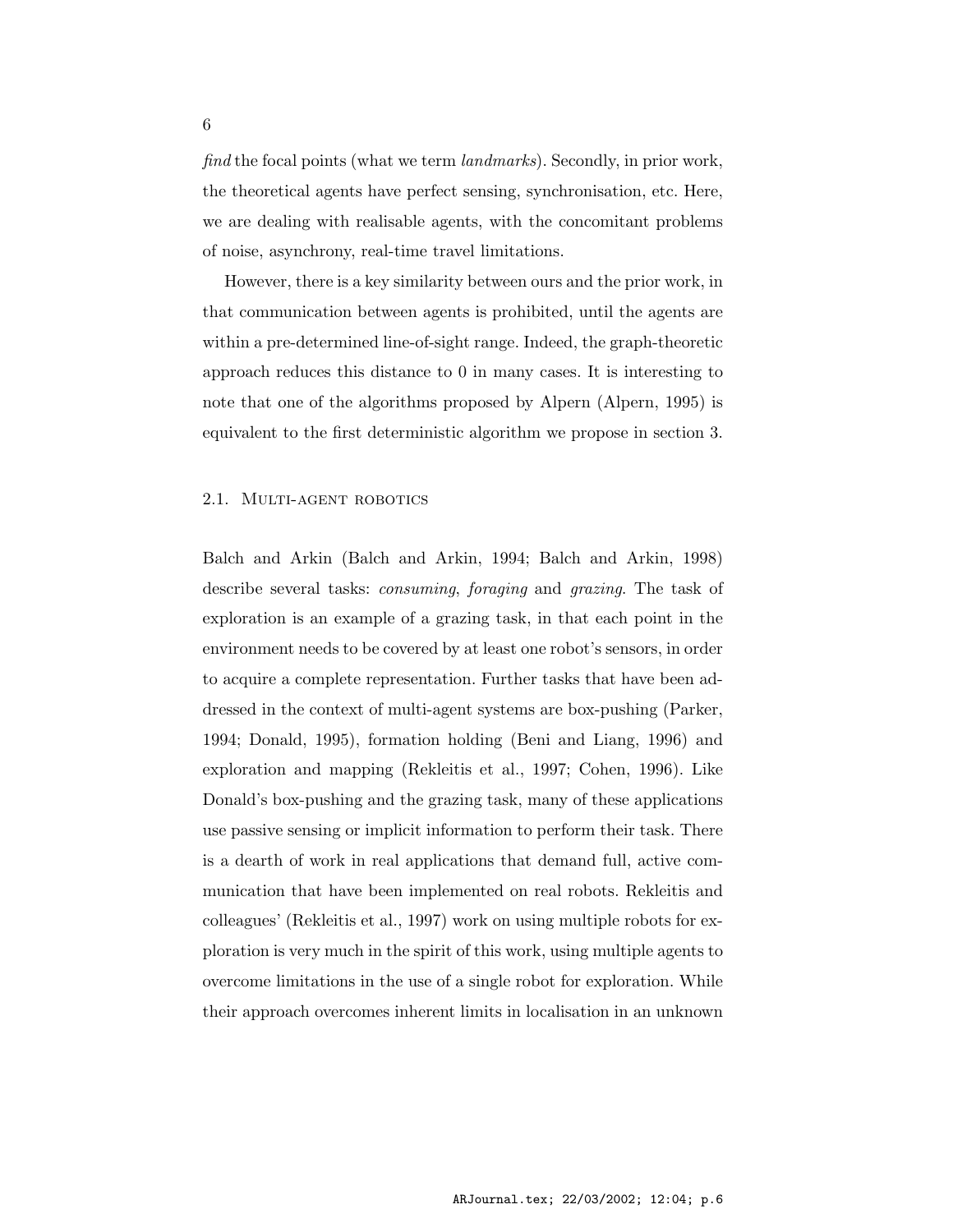*find* the focal points (what we term *landmarks*). Secondly, in prior work, the theoretical agents have perfect sensing, synchronisation, etc. Here, we are dealing with realisable agents, with the concomitant problems of noise, asynchrony, real-time travel limitations.

However, there is a key similarity between ours and the prior work, in that communication between agents is prohibited, until the agents are within a pre-determined line-of-sight range. Indeed, the graph-theoretic approach reduces this distance to 0 in many cases. It is interesting to note that one of the algorithms proposed by Alpern (Alpern, 1995) is equivalent to the first deterministic algorithm we propose in section 3.

### 2.1. Multi-agent robotics

Balch and Arkin (Balch and Arkin, 1994; Balch and Arkin, 1998) describe several tasks: *consuming*, *foraging* and *grazing*. The task of exploration is an example of a grazing task, in that each point in the environment needs to be covered by at least one robot's sensors, in order to acquire a complete representation. Further tasks that have been addressed in the context of multi-agent systems are box-pushing (Parker, 1994; Donald, 1995), formation holding (Beni and Liang, 1996) and exploration and mapping (Rekleitis et al., 1997; Cohen, 1996). Like Donald's box-pushing and the grazing task, many of these applications use passive sensing or implicit information to perform their task. There is a dearth of work in real applications that demand full, active communication that have been implemented on real robots. Rekleitis and colleagues' (Rekleitis et al., 1997) work on using multiple robots for exploration is very much in the spirit of this work, using multiple agents to overcome limitations in the use of a single robot for exploration. While their approach overcomes inherent limits in localisation in an unknown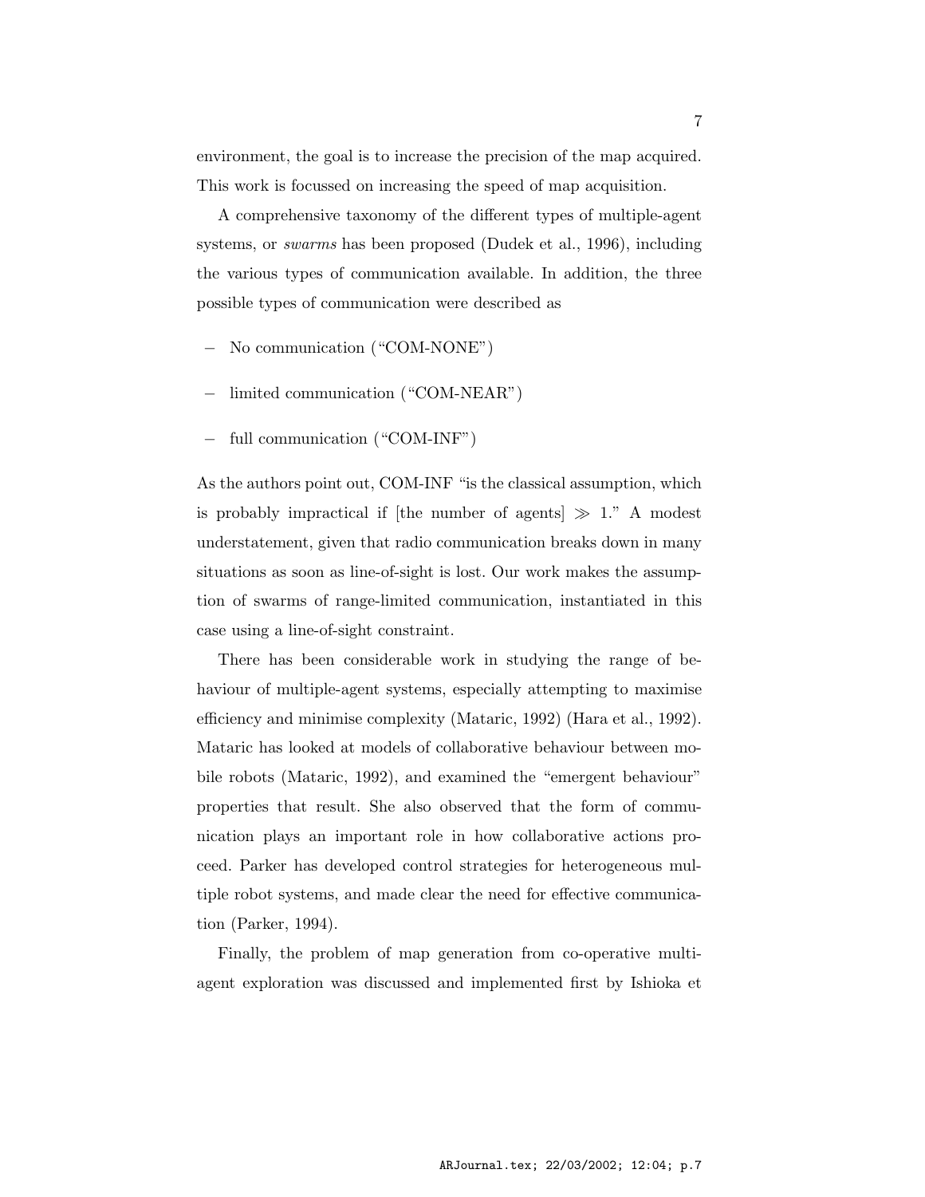environment, the goal is to increase the precision of the map acquired. This work is focussed on increasing the speed of map acquisition.

A comprehensive taxonomy of the different types of multiple-agent systems, or *swarms* has been proposed (Dudek et al., 1996), including the various types of communication available. In addition, the three possible types of communication were described as

- No communication ("COM-NONE")
- limited communication ("COM-NEAR")
- full communication ("COM-INF")

As the authors point out, COM-INF "is the classical assumption, which is probably impractical if [the number of agents] $\gg 1$." A modest understatement, given that radio communication breaks down in many situations as soon as line-of-sight is lost. Our work makes the assumption of swarms of range-limited communication, instantiated in this case using a line-of-sight constraint.

There has been considerable work in studying the range of behaviour of multiple-agent systems, especially attempting to maximise efficiency and minimise complexity (Mataric, 1992) (Hara et al., 1992). Mataric has looked at models of collaborative behaviour between mobile robots (Mataric, 1992), and examined the "emergent behaviour" properties that result. She also observed that the form of communication plays an important role in how collaborative actions proceed. Parker has developed control strategies for heterogeneous multiple robot systems, and made clear the need for effective communication (Parker, 1994).

Finally, the problem of map generation from co-operative multi-agent exploration was discussed and implemented first by Ishioka et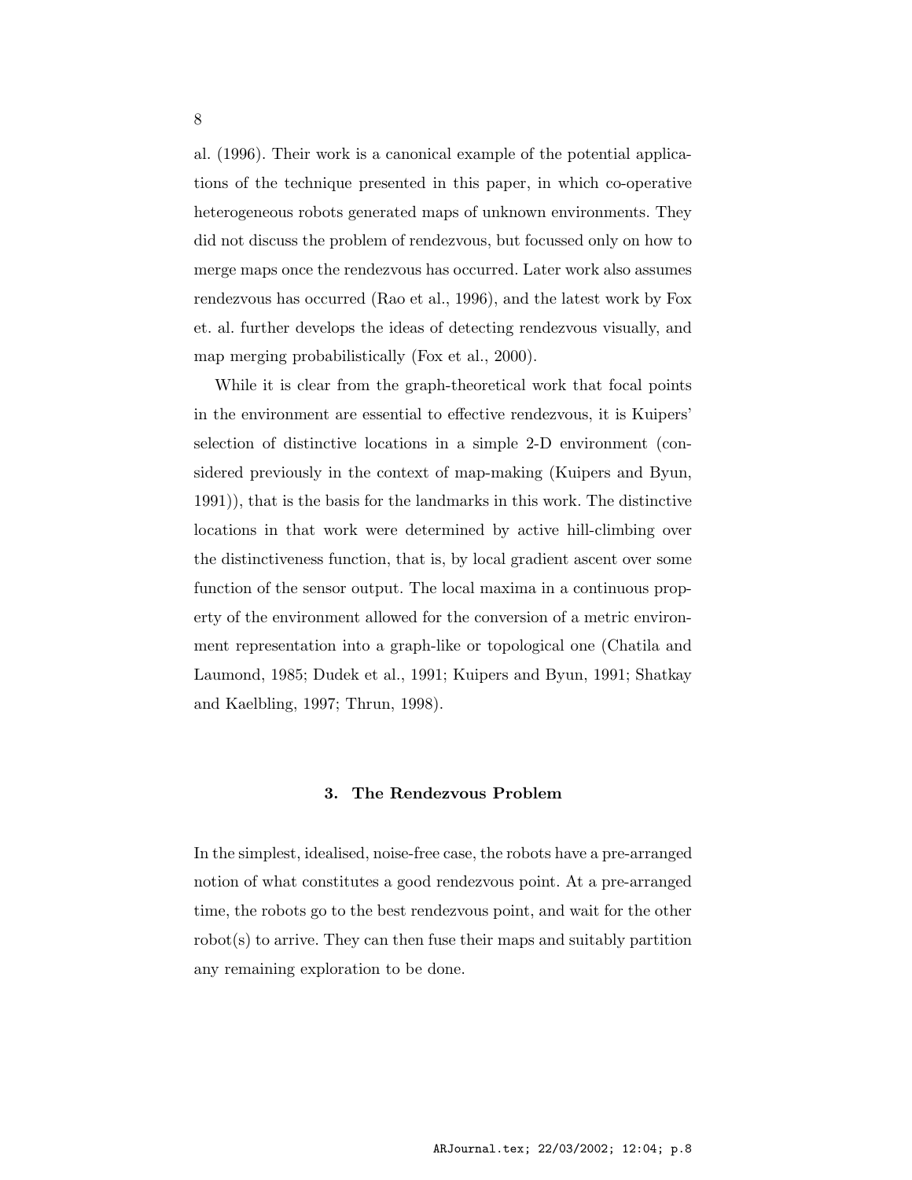al. (1996). Their work is a canonical example of the potential applications of the technique presented in this paper, in which co-operative heterogeneous robots generated maps of unknown environments. They did not discuss the problem of rendezvous, but focussed only on how to merge maps once the rendezvous has occurred. Later work also assumes rendezvous has occurred (Rao et al., 1996), and the latest work by Fox et. al. further develops the ideas of detecting rendezvous visually, and map merging probabilistically (Fox et al., 2000).

While it is clear from the graph-theoretical work that focal points in the environment are essential to effective rendezvous, it is Kuipers' selection of distinctive locations in a simple 2-D environment (considered previously in the context of map-making (Kuipers and Byun, 1991)), that is the basis for the landmarks in this work. The distinctive locations in that work were determined by active hill-climbing over the distinctiveness function, that is, by local gradient ascent over some function of the sensor output. The local maxima in a continuous property of the environment allowed for the conversion of a metric environment representation into a graph-like or topological one (Chatila and Laumond, 1985; Dudek et al., 1991; Kuipers and Byun, 1991; Shatkay and Kaelbling, 1997; Thrun, 1998).

## 3. The Rendezvous Problem

In the simplest, idealised, noise-free case, the robots have a pre-arranged notion of what constitutes a good rendezvous point. At a pre-arranged time, the robots go to the best rendezvous point, and wait for the other robot(s) to arrive. They can then fuse their maps and suitably partition any remaining exploration to be done.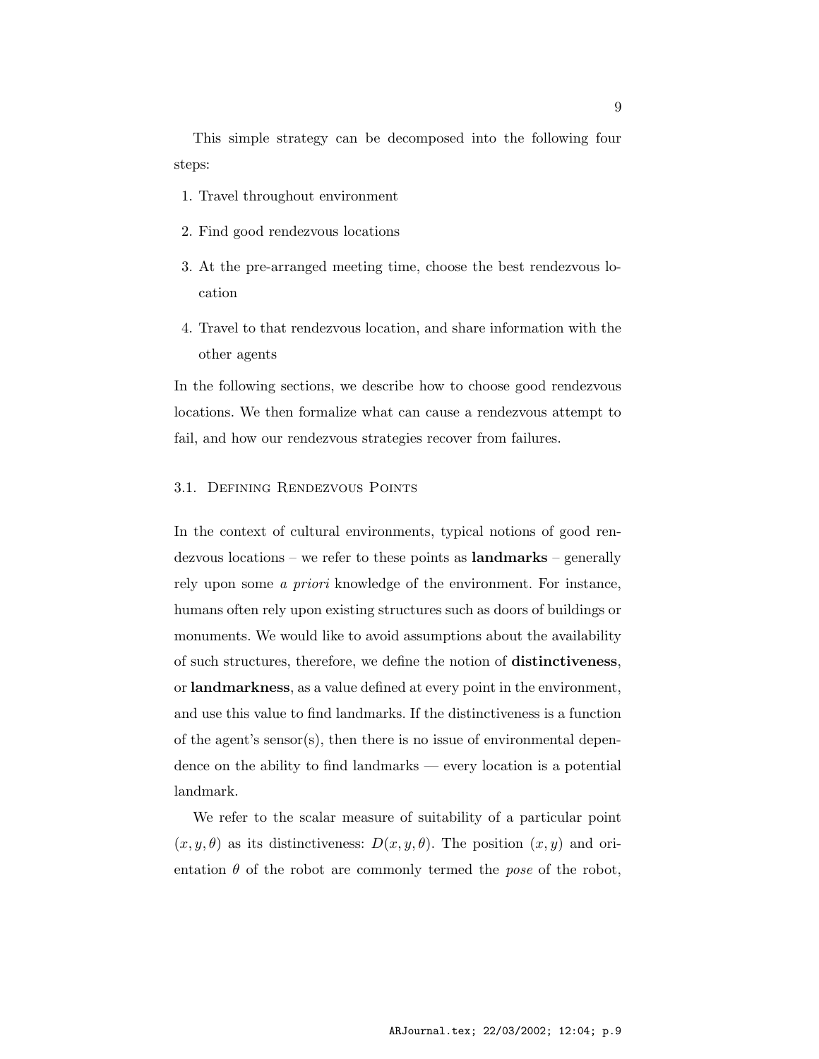This simple strategy can be decomposed into the following four steps:

1. Travel throughout environment
2. Find good rendezvous locations
3. At the pre-arranged meeting time, choose the best rendezvous location
4. Travel to that rendezvous location, and share information with the other agents

In the following sections, we describe how to choose good rendezvous locations. We then formalize what can cause a rendezvous attempt to fail, and how our rendezvous strategies recover from failures.

### 3.1. Defining Rendezvous Points

In the context of cultural environments, typical notions of good rendezvous locations – we refer to these points as **landmarks** – generally rely upon some *a priori* knowledge of the environment. For instance, humans often rely upon existing structures such as doors of buildings or monuments. We would like to avoid assumptions about the availability of such structures, therefore, we define the notion of **distinctiveness**, or **landmarkness**, as a value defined at every point in the environment, and use this value to find landmarks. If the distinctiveness is a function of the agent's sensor(s), then there is no issue of environmental dependence on the ability to find landmarks — every location is a potential landmark.

We refer to the scalar measure of suitability of a particular point $(x, y, \theta)$ as its distinctiveness: $D(x, y, \theta)$. The position $(x, y)$ and orientation $\theta$ of the robot are commonly termed the *pose* of the robot,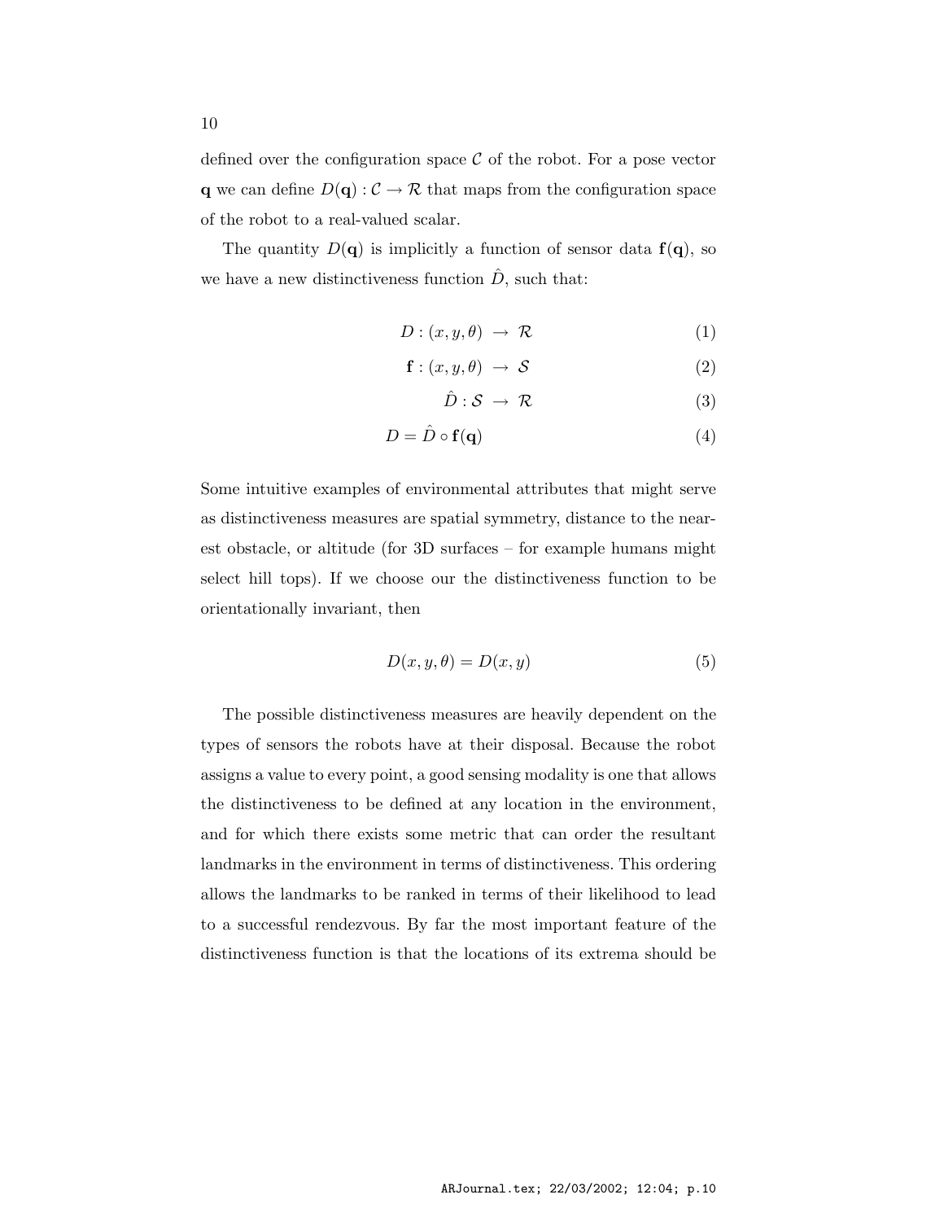defined over the configuration space $\mathcal{C}$ of the robot. For a pose vector $\mathbf{q}$ we can define $D(\mathbf{q}) : \mathcal{C} \rightarrow \mathcal{R}$ that maps from the configuration space of the robot to a real-valued scalar.

The quantity $D(\mathbf{q})$ is implicitly a function of sensor data $\mathbf{f}(\mathbf{q})$, so we have a new distinctiveness function $\hat{D}$, such that:

$$D : (x, y, \theta) \rightarrow \mathcal{R} \tag{1}$$

$$\mathbf{f} : (x, y, \theta) \rightarrow \mathcal{S} \tag{2}$$

$$\hat{D} : \mathcal{S} \rightarrow \mathcal{R} \tag{3}$$

$$D = \hat{D} \circ \mathbf{f}(\mathbf{q}) \tag{4}$$

Some intuitive examples of environmental attributes that might serve as distinctiveness measures are spatial symmetry, distance to the nearest obstacle, or altitude (for 3D surfaces – for example humans might select hill tops). If we choose our the distinctiveness function to be orientationally invariant, then

$$D(x, y, \theta) = D(x, y) \tag{5}$$

The possible distinctiveness measures are heavily dependent on the types of sensors the robots have at their disposal. Because the robot assigns a value to every point, a good sensing modality is one that allows the distinctiveness to be defined at any location in the environment, and for which there exists some metric that can order the resultant landmarks in the environment in terms of distinctiveness. This ordering allows the landmarks to be ranked in terms of their likelihood to lead to a successful rendezvous. By far the most important feature of the distinctiveness function is that the locations of its extrema should be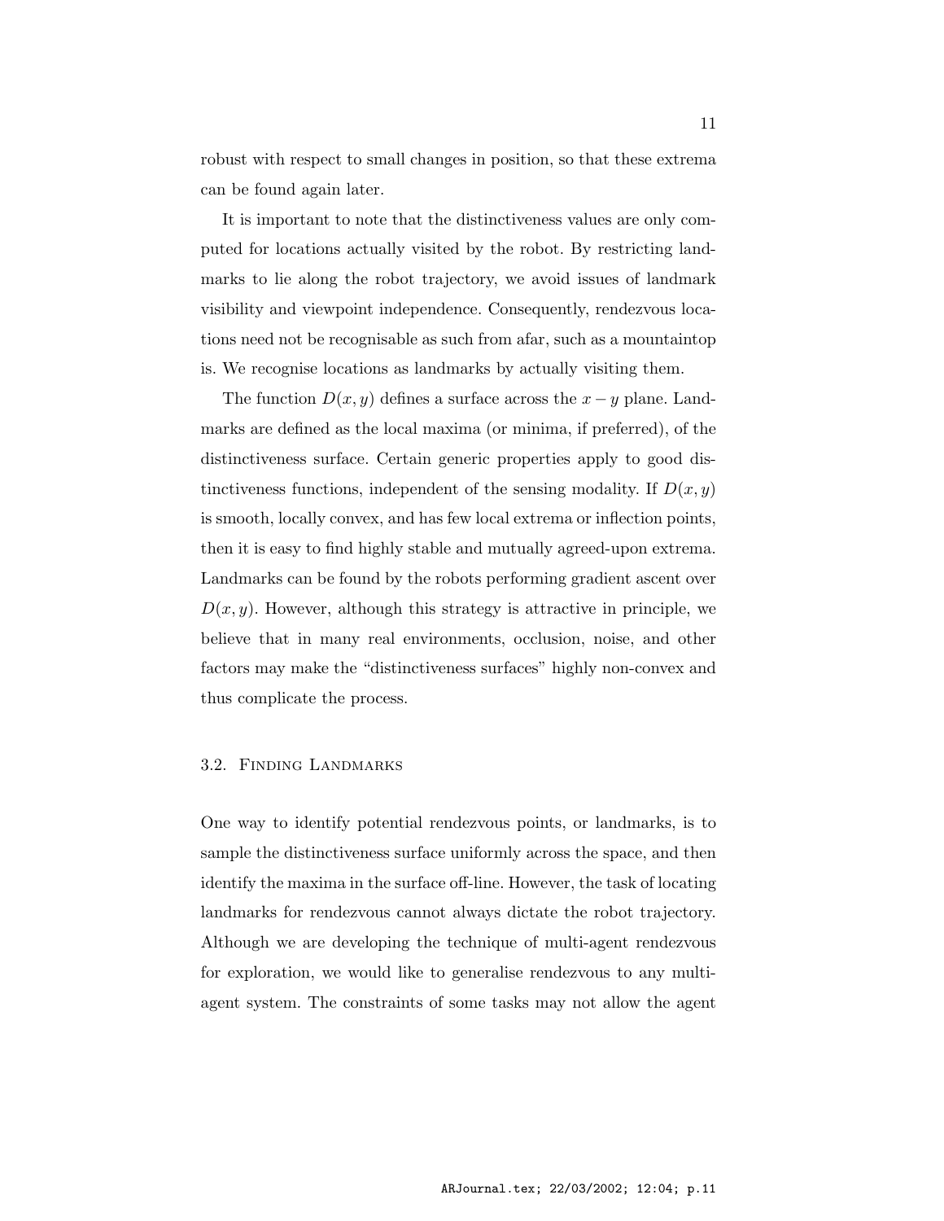robust with respect to small changes in position, so that these extrema can be found again later.

It is important to note that the distinctiveness values are only computed for locations actually visited by the robot. By restricting landmarks to lie along the robot trajectory, we avoid issues of landmark visibility and viewpoint independence. Consequently, rendezvous locations need not be recognisable as such from afar, such as a mountaintop is. We recognise locations as landmarks by actually visiting them.

The function $D(x, y)$ defines a surface across the $x - y$ plane. Landmarks are defined as the local maxima (or minima, if preferred), of the distinctiveness surface. Certain generic properties apply to good distinctiveness functions, independent of the sensing modality. If $D(x, y)$ is smooth, locally convex, and has few local extrema or inflection points, then it is easy to find highly stable and mutually agreed-upon extrema. Landmarks can be found by the robots performing gradient ascent over $D(x, y)$. However, although this strategy is attractive in principle, we believe that in many real environments, occlusion, noise, and other factors may make the "distinctiveness surfaces" highly non-convex and thus complicate the process.

### 3.2. Finding Landmarks

One way to identify potential rendezvous points, or landmarks, is to sample the distinctiveness surface uniformly across the space, and then identify the maxima in the surface off-line. However, the task of locating landmarks for rendezvous cannot always dictate the robot trajectory. Although we are developing the technique of multi-agent rendezvous for exploration, we would like to generalise rendezvous to any multi-agent system. The constraints of some tasks may not allow the agent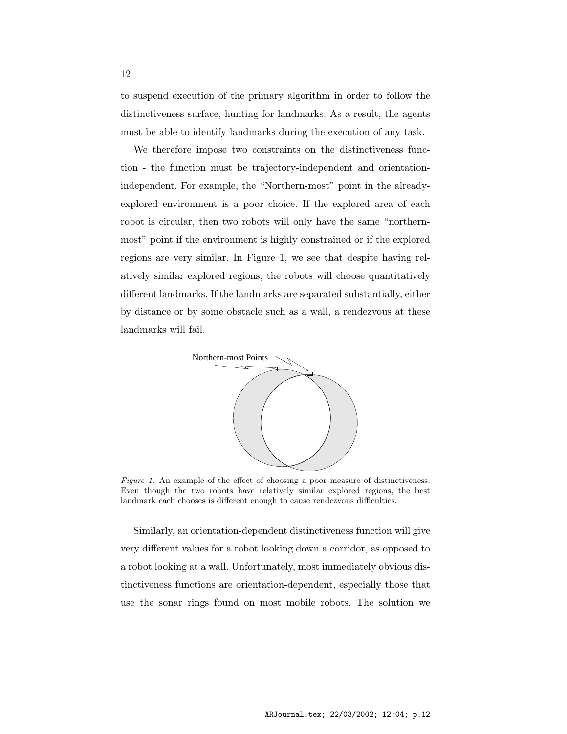to suspend execution of the primary algorithm in order to follow the distinctiveness surface, hunting for landmarks. As a result, the agents must be able to identify landmarks during the execution of any task.

We therefore impose two constraints on the distinctiveness function - the function must be trajectory-independent and orientation-independent. For example, the "Northern-most" point in the already-explored environment is a poor choice. If the explored area of each robot is circular, then two robots will only have the same "northern-most" point if the environment is highly constrained or if the explored regions are very similar. In Figure 1, we see that despite having relatively similar explored regions, the robots will choose quantitatively different landmarks. If the landmarks are separated substantially, either by distance or by some obstacle such as a wall, a rendezvous at these landmarks will fail.

*Figure 1.* An example of the effect of choosing a poor measure of distinctiveness. Even though the two robots have relatively similar explored regions, the best landmark each chooses is different enough to cause rendezvous difficulties.

Similarly, an orientation-dependent distinctiveness function will give very different values for a robot looking down a corridor, as opposed to a robot looking at a wall. Unfortunately, most immediately obvious distinctiveness functions are orientation-dependent, especially those that use the sonar rings found on most mobile robots. The solution we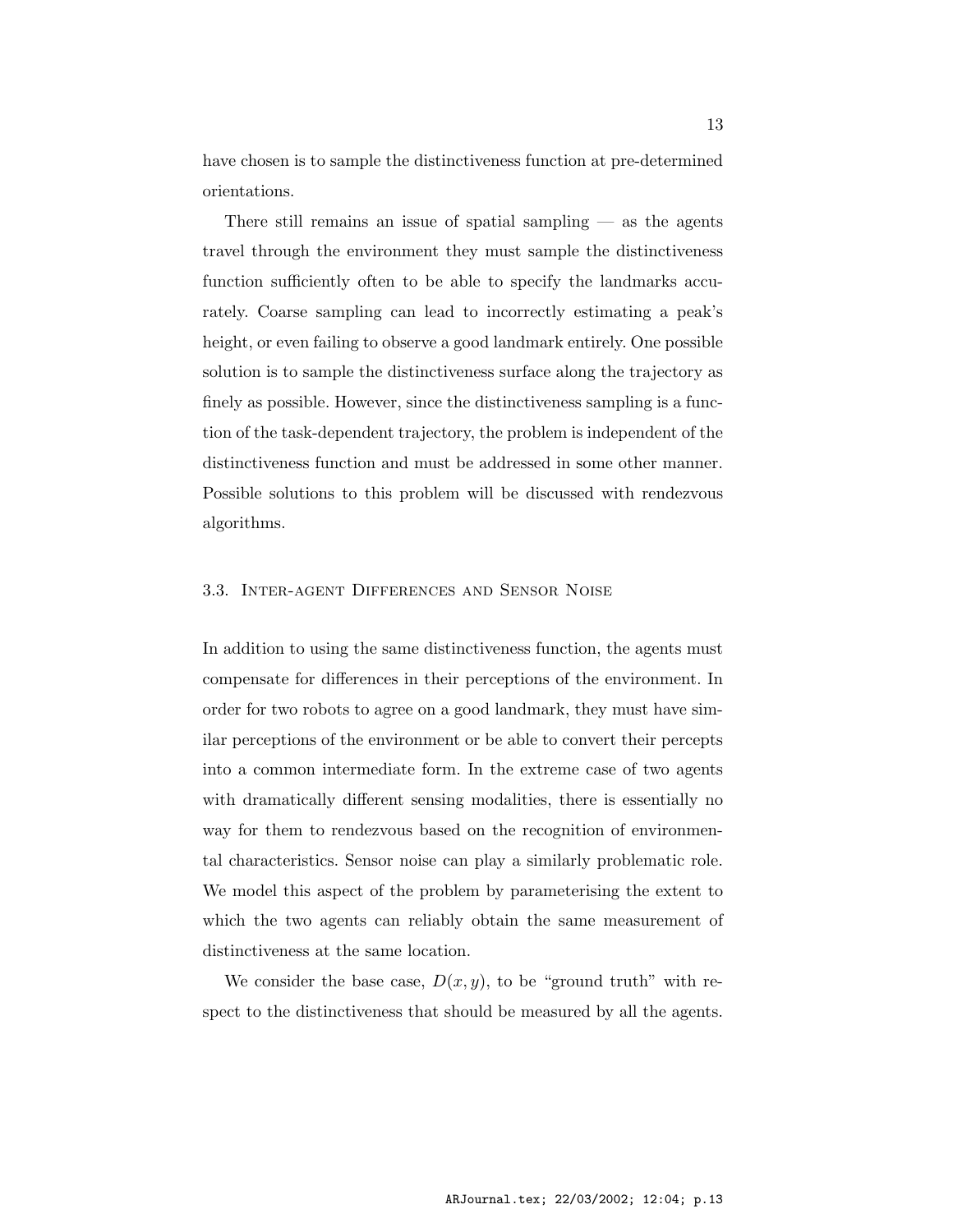have chosen is to sample the distinctiveness function at pre-determined orientations.

There still remains an issue of spatial sampling — as the agents travel through the environment they must sample the distinctiveness function sufficiently often to be able to specify the landmarks accurately. Coarse sampling can lead to incorrectly estimating a peak's height, or even failing to observe a good landmark entirely. One possible solution is to sample the distinctiveness surface along the trajectory as finely as possible. However, since the distinctiveness sampling is a function of the task-dependent trajectory, the problem is independent of the distinctiveness function and must be addressed in some other manner. Possible solutions to this problem will be discussed with rendezvous algorithms.

### 3.3. Inter-agent Differences and Sensor Noise

In addition to using the same distinctiveness function, the agents must compensate for differences in their perceptions of the environment. In order for two robots to agree on a good landmark, they must have similar perceptions of the environment or be able to convert their percepts into a common intermediate form. In the extreme case of two agents with dramatically different sensing modalities, there is essentially no way for them to rendezvous based on the recognition of environmental characteristics. Sensor noise can play a similarly problematic role. We model this aspect of the problem by parameterising the extent to which the two agents can reliably obtain the same measurement of distinctiveness at the same location.

We consider the base case, $D(x, y)$, to be "ground truth" with respect to the distinctiveness that should be measured by all the agents.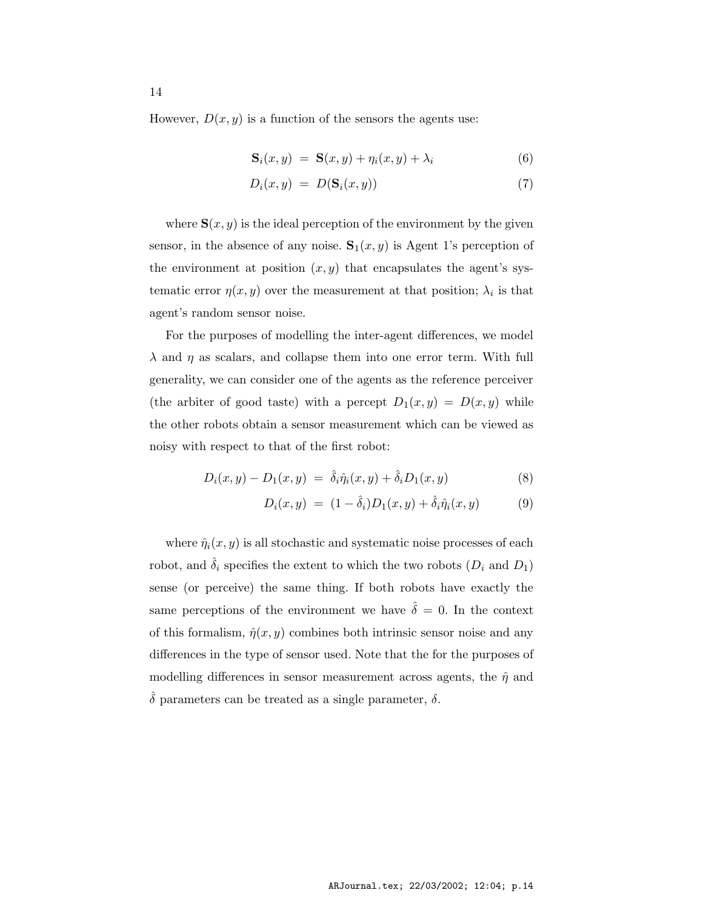However, $D(x, y)$ is a function of the sensors the agents use:

$$\mathbf{S}_i(x, y) = \mathbf{S}(x, y) + \eta_i(x, y) + \lambda_i \quad (6)$$

$$D_i(x, y) = D(\mathbf{S}_i(x, y)) \quad (7)$$

where $\mathbf{S}(x, y)$ is the ideal perception of the environment by the given sensor, in the absence of any noise. $\mathbf{S}_1(x, y)$ is Agent 1's perception of the environment at position $(x, y)$ that encapsulates the agent's systematic error $\eta(x, y)$ over the measurement at that position; $\lambda_i$ is that agent's random sensor noise.

For the purposes of modelling the inter-agent differences, we model $\lambda$ and $\eta$ as scalars, and collapse them into one error term. With full generality, we can consider one of the agents as the reference perceiver (the arbiter of good taste) with a percept $D_1(x, y) = D(x, y)$ while the other robots obtain a sensor measurement which can be viewed as noisy with respect to that of the first robot:

$$D_i(x, y) - D_1(x, y) = \hat{\delta}_i \hat{\eta}_i(x, y) + \hat{\delta}_i D_1(x, y) \quad (8)$$

$$D_i(x, y) = (1 - \hat{\delta}_i) D_1(x, y) + \hat{\delta}_i \hat{\eta}_i(x, y) \quad (9)$$

where $\hat{\eta}_i(x, y)$ is all stochastic and systematic noise processes of each robot, and $\hat{\delta}_i$ specifies the extent to which the two robots ($D_i$ and $D_1$) sense (or perceive) the same thing. If both robots have exactly the same perceptions of the environment we have $\hat{\delta} = 0$. In the context of this formalism, $\hat{\eta}(x, y)$ combines both intrinsic sensor noise and any differences in the type of sensor used. Note that the for the purposes of modelling differences in sensor measurement across agents, the $\hat{\eta}$ and $\hat{\delta}$ parameters can be treated as a single parameter, $\delta$.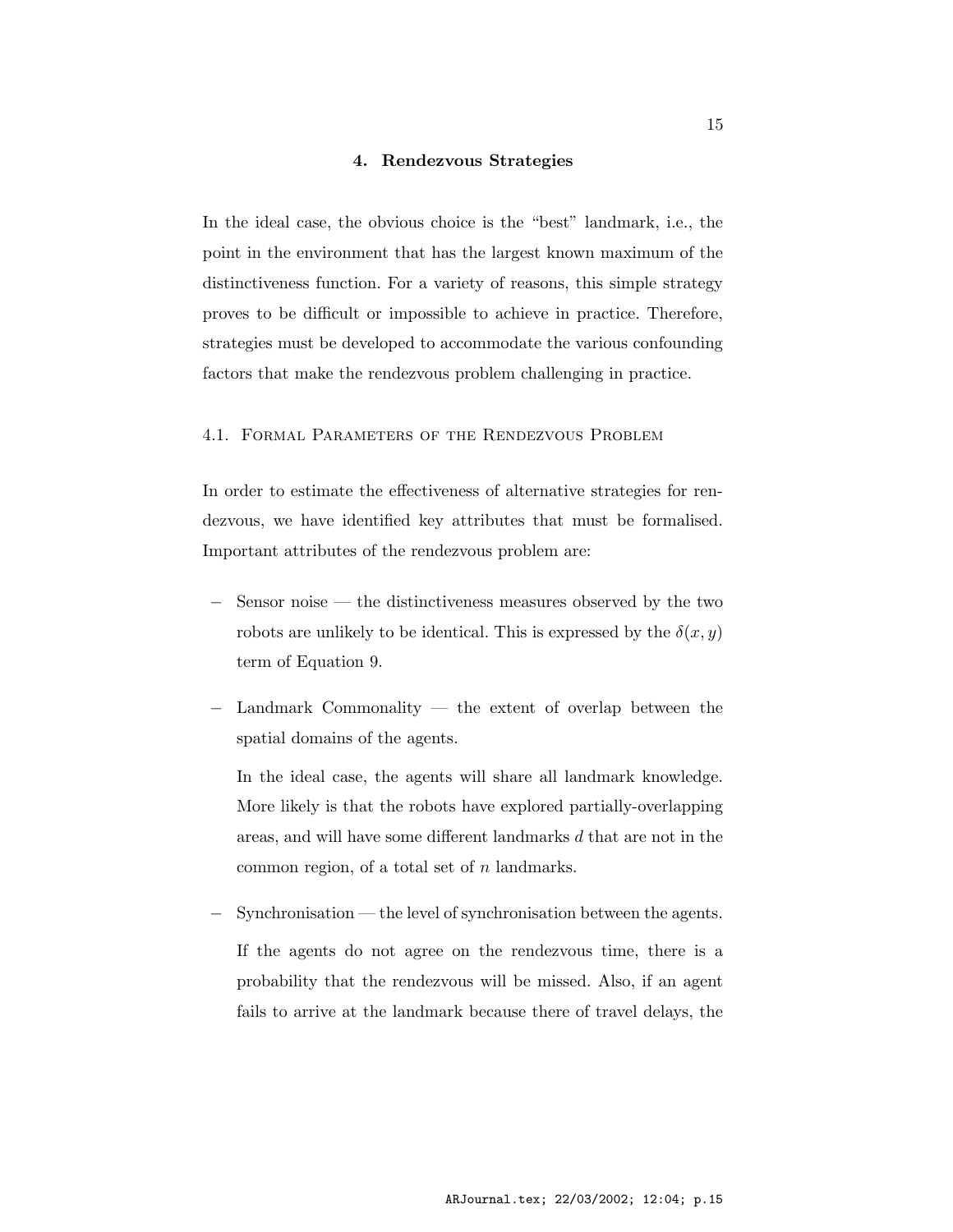## 4. Rendezvous Strategies

In the ideal case, the obvious choice is the "best" landmark, i.e., the point in the environment that has the largest known maximum of the distinctiveness function. For a variety of reasons, this simple strategy proves to be difficult or impossible to achieve in practice. Therefore, strategies must be developed to accommodate the various confounding factors that make the rendezvous problem challenging in practice.

### 4.1. Formal Parameters of the Rendezvous Problem

In order to estimate the effectiveness of alternative strategies for rendezvous, we have identified key attributes that must be formalised. Important attributes of the rendezvous problem are:

- Sensor noise — the distinctiveness measures observed by the two robots are unlikely to be identical. This is expressed by the $\delta(x, y)$ term of Equation 9.
- Landmark Commonality — the extent of overlap between the spatial domains of the agents.

  In the ideal case, the agents will share all landmark knowledge. More likely is that the robots have explored partially-overlapping areas, and will have some different landmarks $d$ that are not in the common region, of a total set of $n$ landmarks.
- Synchronisation — the level of synchronisation between the agents.

  If the agents do not agree on the rendezvous time, there is a probability that the rendezvous will be missed. Also, if an agent fails to arrive at the landmark because there of travel delays, the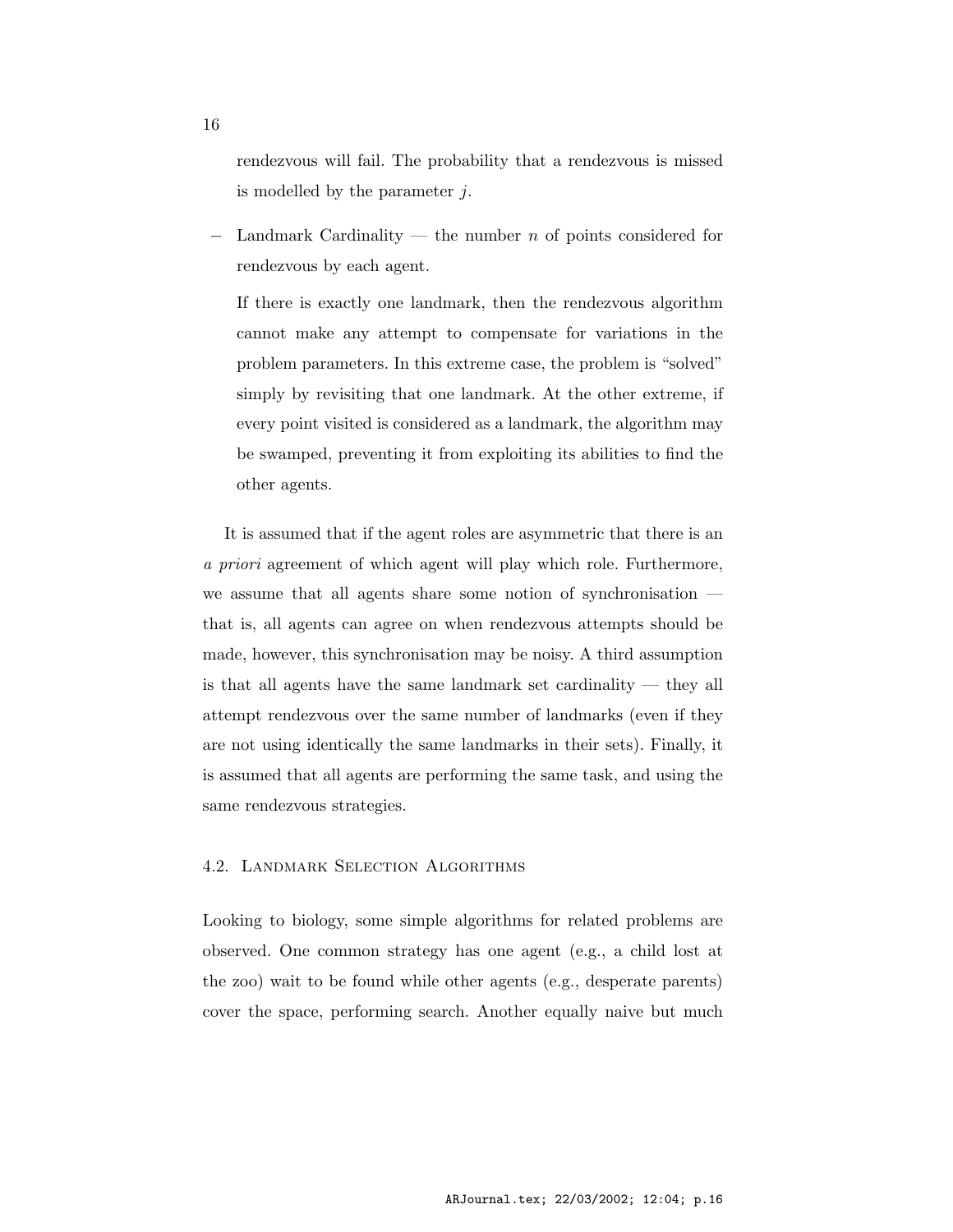rendezvous will fail. The probability that a rendezvous is missed is modelled by the parameter $j$.

- Landmark Cardinality — the number $n$ of points considered for rendezvous by each agent.

  If there is exactly one landmark, then the rendezvous algorithm cannot make any attempt to compensate for variations in the problem parameters. In this extreme case, the problem is "solved" simply by revisiting that one landmark. At the other extreme, if every point visited is considered as a landmark, the algorithm may be swamped, preventing it from exploiting its abilities to find the other agents.

It is assumed that if the agent roles are asymmetric that there is an *a priori* agreement of which agent will play which role. Furthermore, we assume that all agents share some notion of synchronisation — that is, all agents can agree on when rendezvous attempts should be made, however, this synchronisation may be noisy. A third assumption is that all agents have the same landmark set cardinality — they all attempt rendezvous over the same number of landmarks (even if they are not using identically the same landmarks in their sets). Finally, it is assumed that all agents are performing the same task, and using the same rendezvous strategies.

### 4.2. Landmark Selection Algorithms

Looking to biology, some simple algorithms for related problems are observed. One common strategy has one agent (e.g., a child lost at the zoo) wait to be found while other agents (e.g., desperate parents) cover the space, performing search. Another equally naive but much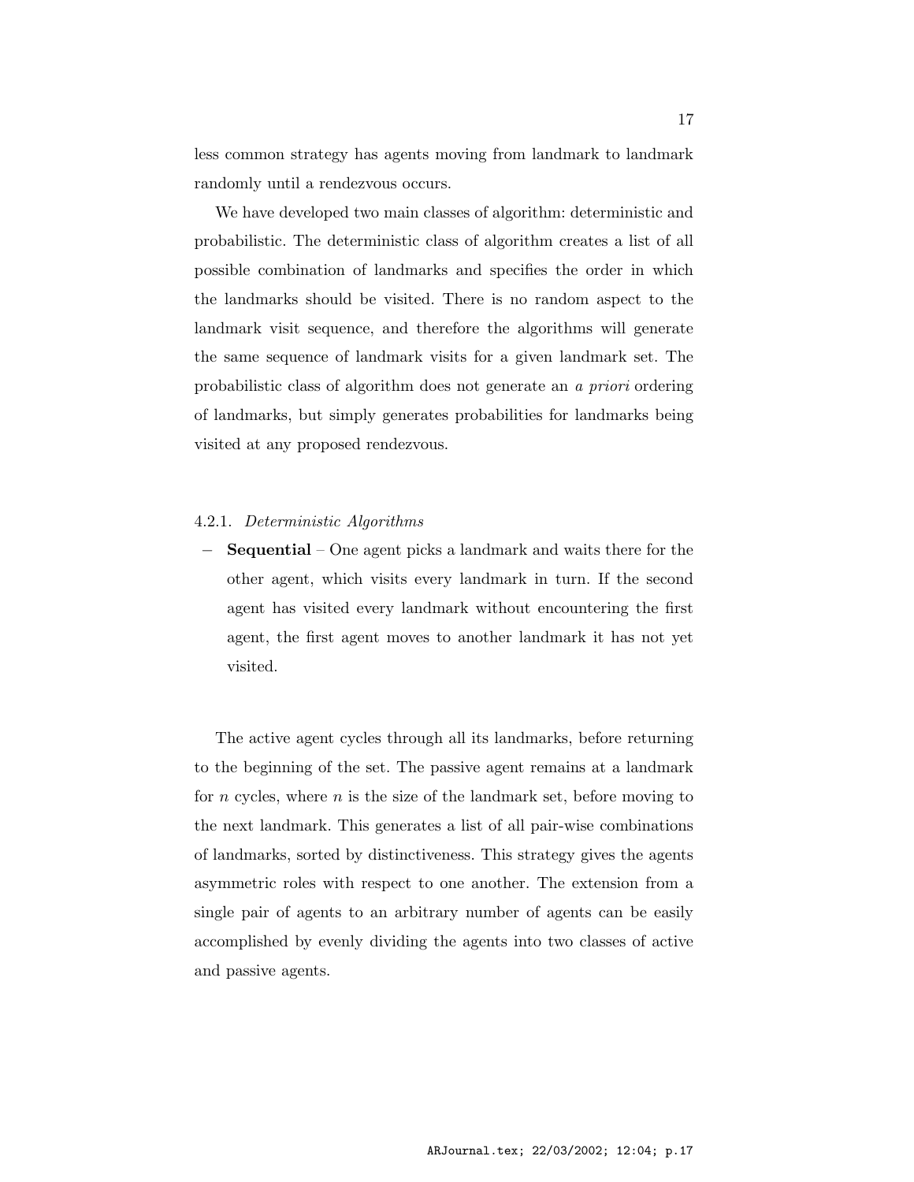less common strategy has agents moving from landmark to landmark randomly until a rendezvous occurs.

We have developed two main classes of algorithm: deterministic and probabilistic. The deterministic class of algorithm creates a list of all possible combination of landmarks and specifies the order in which the landmarks should be visited. There is no random aspect to the landmark visit sequence, and therefore the algorithms will generate the same sequence of landmark visits for a given landmark set. The probabilistic class of algorithm does not generate an *a priori* ordering of landmarks, but simply generates probabilities for landmarks being visited at any proposed rendezvous.

#### 4.2.1. *Deterministic Algorithms*

- **Sequential** – One agent picks a landmark and waits there for the other agent, which visits every landmark in turn. If the second agent has visited every landmark without encountering the first agent, the first agent moves to another landmark it has not yet visited.

The active agent cycles through all its landmarks, before returning to the beginning of the set. The passive agent remains at a landmark for $n$ cycles, where $n$ is the size of the landmark set, before moving to the next landmark. This generates a list of all pair-wise combinations of landmarks, sorted by distinctiveness. This strategy gives the agents asymmetric roles with respect to one another. The extension from a single pair of agents to an arbitrary number of agents can be easily accomplished by evenly dividing the agents into two classes of active and passive agents.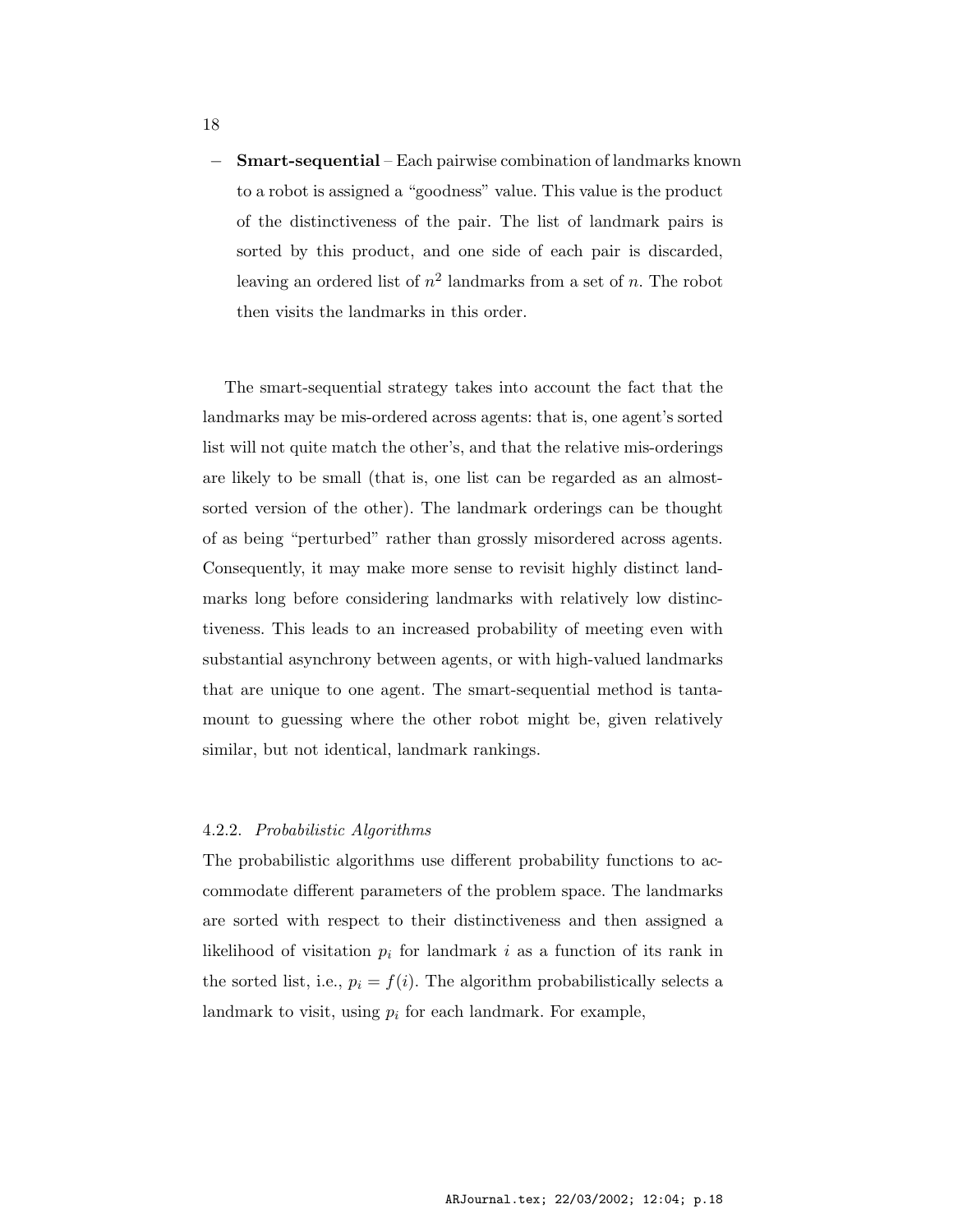– **Smart-sequential** – Each pairwise combination of landmarks known to a robot is assigned a "goodness" value. This value is the product of the distinctiveness of the pair. The list of landmark pairs is sorted by this product, and one side of each pair is discarded, leaving an ordered list of $n^2$ landmarks from a set of $n$. The robot then visits the landmarks in this order.

The smart-sequential strategy takes into account the fact that the landmarks may be mis-ordered across agents: that is, one agent's sorted list will not quite match the other's, and that the relative mis-orderings are likely to be small (that is, one list can be regarded as an almost-sorted version of the other). The landmark orderings can be thought of as being "perturbed" rather than grossly misordered across agents. Consequently, it may make more sense to revisit highly distinct landmarks long before considering landmarks with relatively low distinctiveness. This leads to an increased probability of meeting even with substantial asynchrony between agents, or with high-valued landmarks that are unique to one agent. The smart-sequential method is tantamount to guessing where the other robot might be, given relatively similar, but not identical, landmark rankings.

### 4.2.2. *Probabilistic Algorithms*

The probabilistic algorithms use different probability functions to accommodate different parameters of the problem space. The landmarks are sorted with respect to their distinctiveness and then assigned a likelihood of visitation $p_i$ for landmark $i$ as a function of its rank in the sorted list, i.e., $p_i = f(i)$. The algorithm probabilistically selects a landmark to visit, using $p_i$ for each landmark. For example,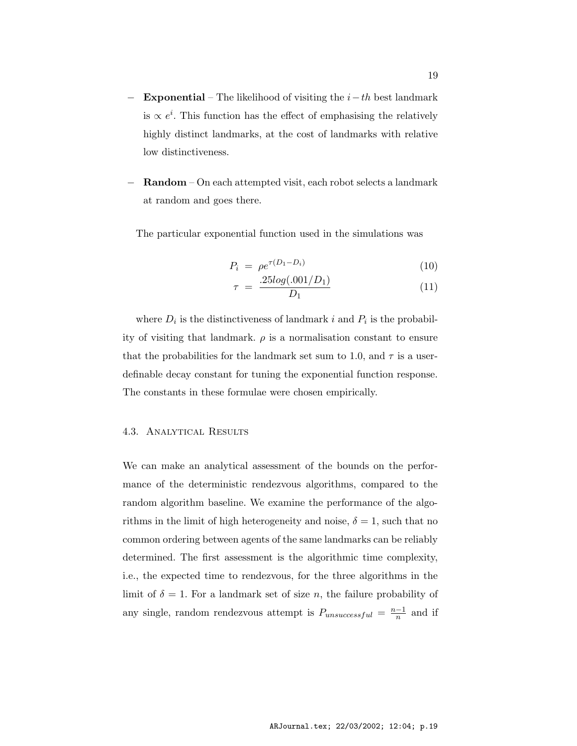- **Exponential** – The likelihood of visiting the $i-th$ best landmark is $\propto e^i$. This function has the effect of emphasising the relatively highly distinct landmarks, at the cost of landmarks with relative low distinctiveness.

- **Random** – On each attempted visit, each robot selects a landmark at random and goes there.

The particular exponential function used in the simulations was

$$P_i = \rho e^{\tau(D_1 - D_i)} \tag{10}$$

$$\tau = \frac{.25 log(.001/D_1)}{D_1} \tag{11}$$

where $D_i$ is the distinctiveness of landmark $i$ and $P_i$ is the probability of visiting that landmark. $\rho$ is a normalisation constant to ensure that the probabilities for the landmark set sum to 1.0, and $\tau$ is a user-definable decay constant for tuning the exponential function response. The constants in these formulae were chosen empirically.

### 4.3. Analytical Results

We can make an analytical assessment of the bounds on the performance of the deterministic rendezvous algorithms, compared to the random algorithm baseline. We examine the performance of the algorithms in the limit of high heterogeneity and noise, $\delta = 1$, such that no common ordering between agents of the same landmarks can be reliably determined. The first assessment is the algorithmic time complexity, i.e., the expected time to rendezvous, for the three algorithms in the limit of $\delta = 1$. For a landmark set of size $n$, the failure probability of any single, random rendezvous attempt is $P_{unsuccessful} = \frac{n-1}{n}$ and if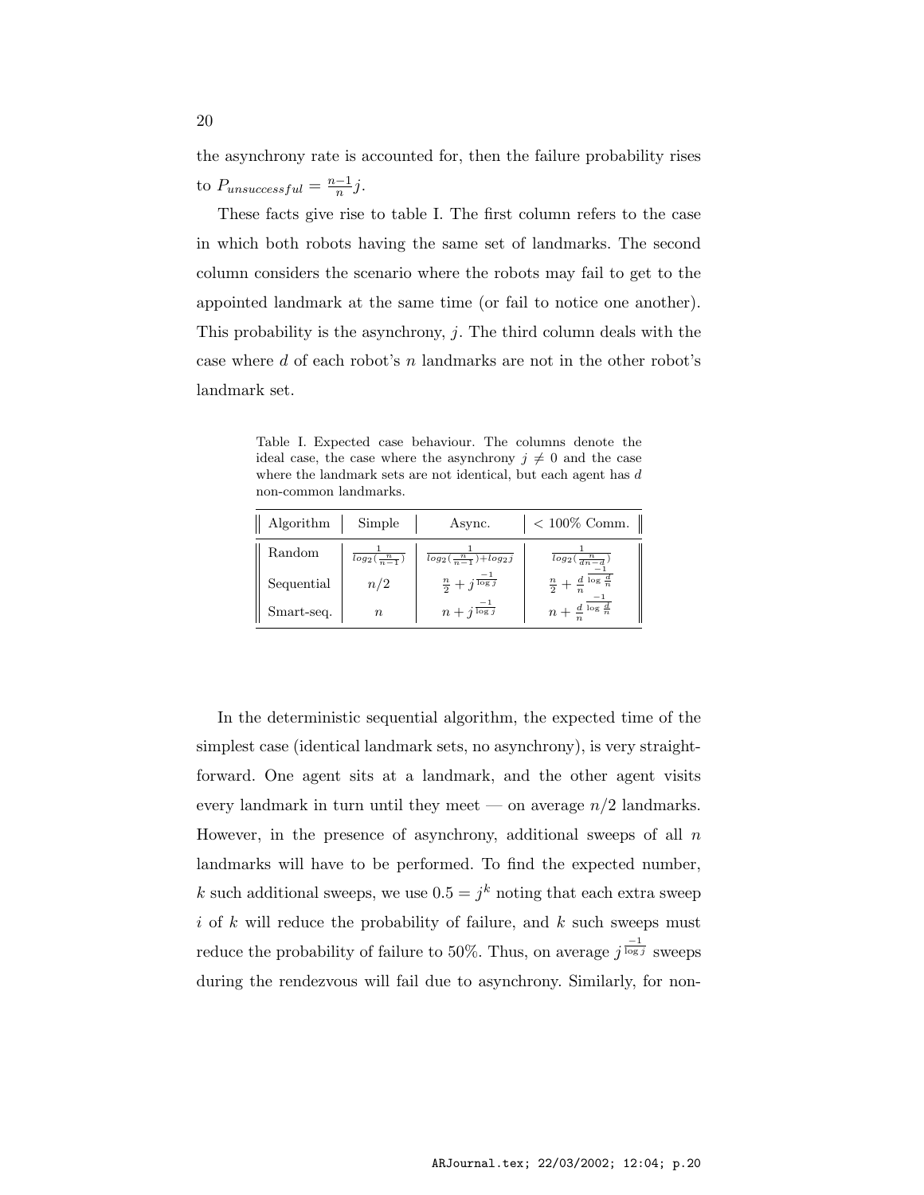the asynchrony rate is accounted for, then the failure probability rises to $P_{unsuccessful} = \frac{n-1}{n} j$.

These facts give rise to table I. The first column refers to the case in which both robots having the same set of landmarks. The second column considers the scenario where the robots may fail to get to the appointed landmark at the same time (or fail to notice one another). This probability is the asynchrony, $j$. The third column deals with the case where $d$ of each robot's $n$ landmarks are not in the other robot's landmark set.

Table I. Expected case behaviour. The columns denote the ideal case, the case where the asynchrony $j \neq 0$ and the case where the landmark sets are not identical, but each agent has $d$ non-common landmarks.

| Algorithm | Simple | Async. | $<$ 100% Comm. |
|---|---|---|---|
| Random | $\frac{1}{log_2(\frac{n}{n-1})}$ | $\frac{1}{log_2(\frac{n}{n-1})+log_2 j}$ | $\frac{1}{log_2(\frac{n}{dn-d})}$ |
| Sequential | $n/2$ | $\frac{n}{2} + j^{\frac{-1}{\log j}}$ | $\frac{n}{2} + \frac{d}{n}^{\frac{-1}{\log \frac{d}{n}}}$ |
| Smart-seq. | $n$ | $n + j^{\frac{-1}{\log j}}$ | $n + \frac{d}{n}^{\frac{-1}{\log \frac{d}{n}}}$ |

In the deterministic sequential algorithm, the expected time of the simplest case (identical landmark sets, no asynchrony), is very straightforward. One agent sits at a landmark, and the other agent visits every landmark in turn until they meet — on average $n/2$ landmarks. However, in the presence of asynchrony, additional sweeps of all $n$ landmarks will have to be performed. To find the expected number, $k$ such additional sweeps, we use $0.5 = j^k$ noting that each extra sweep $i$ of $k$ will reduce the probability of failure, and $k$ such sweeps must reduce the probability of failure to 50%. Thus, on average $j^{\frac{-1}{\log j}}$ sweeps during the rendezvous will fail due to asynchrony. Similarly, for non-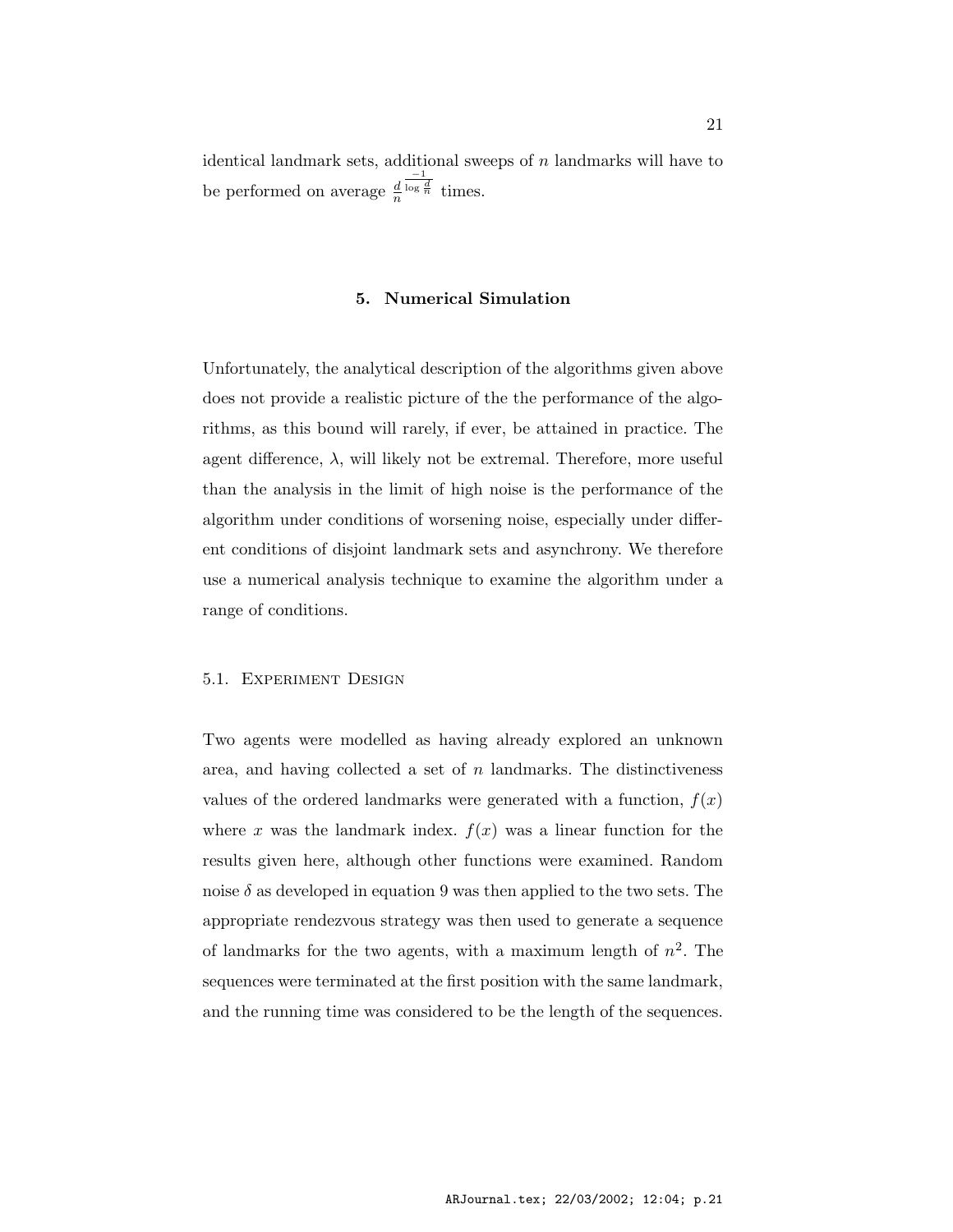identical landmark sets, additional sweeps of $n$ landmarks will have to be performed on average $\frac{d}{n}^{\frac{-1}{\log \frac{d}{n}}}$ times.

# 5. Numerical Simulation

Unfortunately, the analytical description of the algorithms given above does not provide a realistic picture of the the performance of the algorithms, as this bound will rarely, if ever, be attained in practice. The agent difference, $\lambda$, will likely not be extremal. Therefore, more useful than the analysis in the limit of high noise is the performance of the algorithm under conditions of worsening noise, especially under different conditions of disjoint landmark sets and asynchrony. We therefore use a numerical analysis technique to examine the algorithm under a range of conditions.

## 5.1. Experiment Design

Two agents were modelled as having already explored an unknown area, and having collected a set of $n$ landmarks. The distinctiveness values of the ordered landmarks were generated with a function, $f(x)$ where $x$ was the landmark index. $f(x)$ was a linear function for the results given here, although other functions were examined. Random noise $\delta$ as developed in equation 9 was then applied to the two sets. The appropriate rendezvous strategy was then used to generate a sequence of landmarks for the two agents, with a maximum length of $n^2$. The sequences were terminated at the first position with the same landmark, and the running time was considered to be the length of the sequences.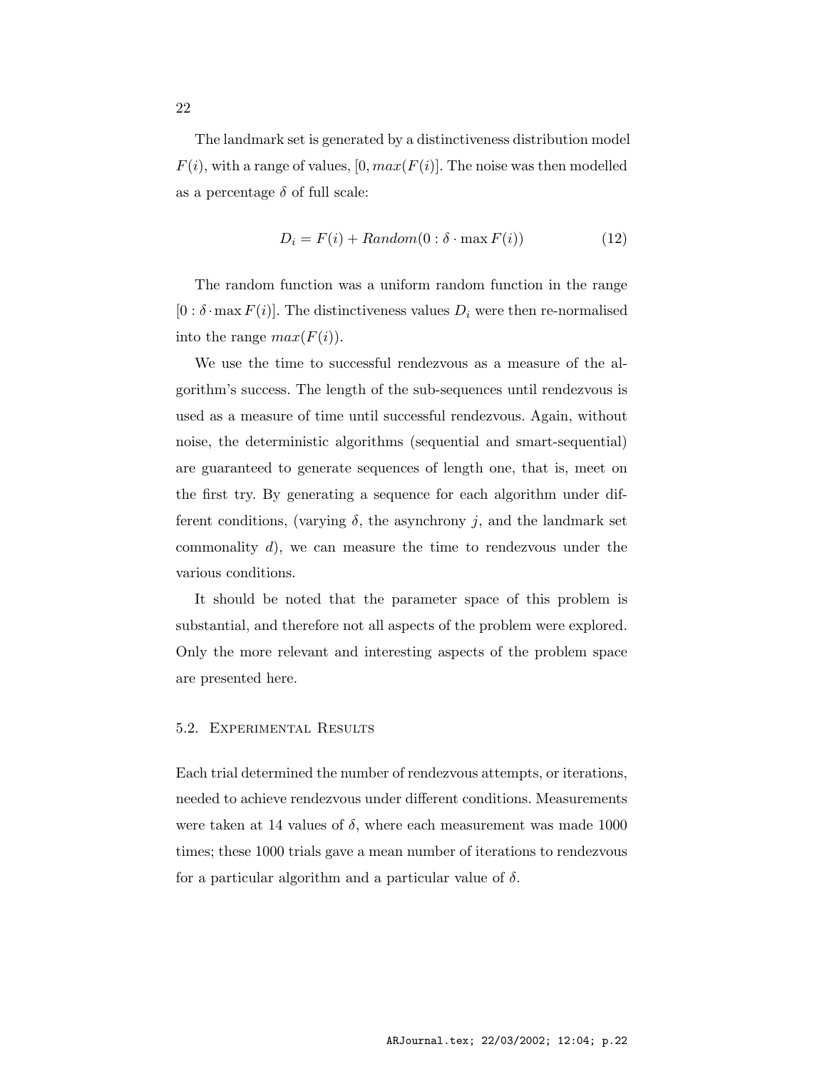The landmark set is generated by a distinctiveness distribution model $F(i)$, with a range of values, $[0, max(F(i)]$. The noise was then modelled as a percentage $\delta$ of full scale:

$$D_i = F(i) + Random(0 : \delta \cdot \max F(i)) \tag{12}$$

The random function was a uniform random function in the range $[0 : \delta \cdot \max F(i)]$. The distinctiveness values $D_i$ were then re-normalised into the range $max(F(i))$.

We use the time to successful rendezvous as a measure of the algorithm's success. The length of the sub-sequences until rendezvous is used as a measure of time until successful rendezvous. Again, without noise, the deterministic algorithms (sequential and smart-sequential) are guaranteed to generate sequences of length one, that is, meet on the first try. By generating a sequence for each algorithm under different conditions, (varying $\delta$, the asynchrony $j$, and the landmark set commonality $d$), we can measure the time to rendezvous under the various conditions.

It should be noted that the parameter space of this problem is substantial, and therefore not all aspects of the problem were explored. Only the more relevant and interesting aspects of the problem space are presented here.

### 5.2. Experimental Results

Each trial determined the number of rendezvous attempts, or iterations, needed to achieve rendezvous under different conditions. Measurements were taken at 14 values of $\delta$, where each measurement was made 1000 times; these 1000 trials gave a mean number of iterations to rendezvous for a particular algorithm and a particular value of $\delta$.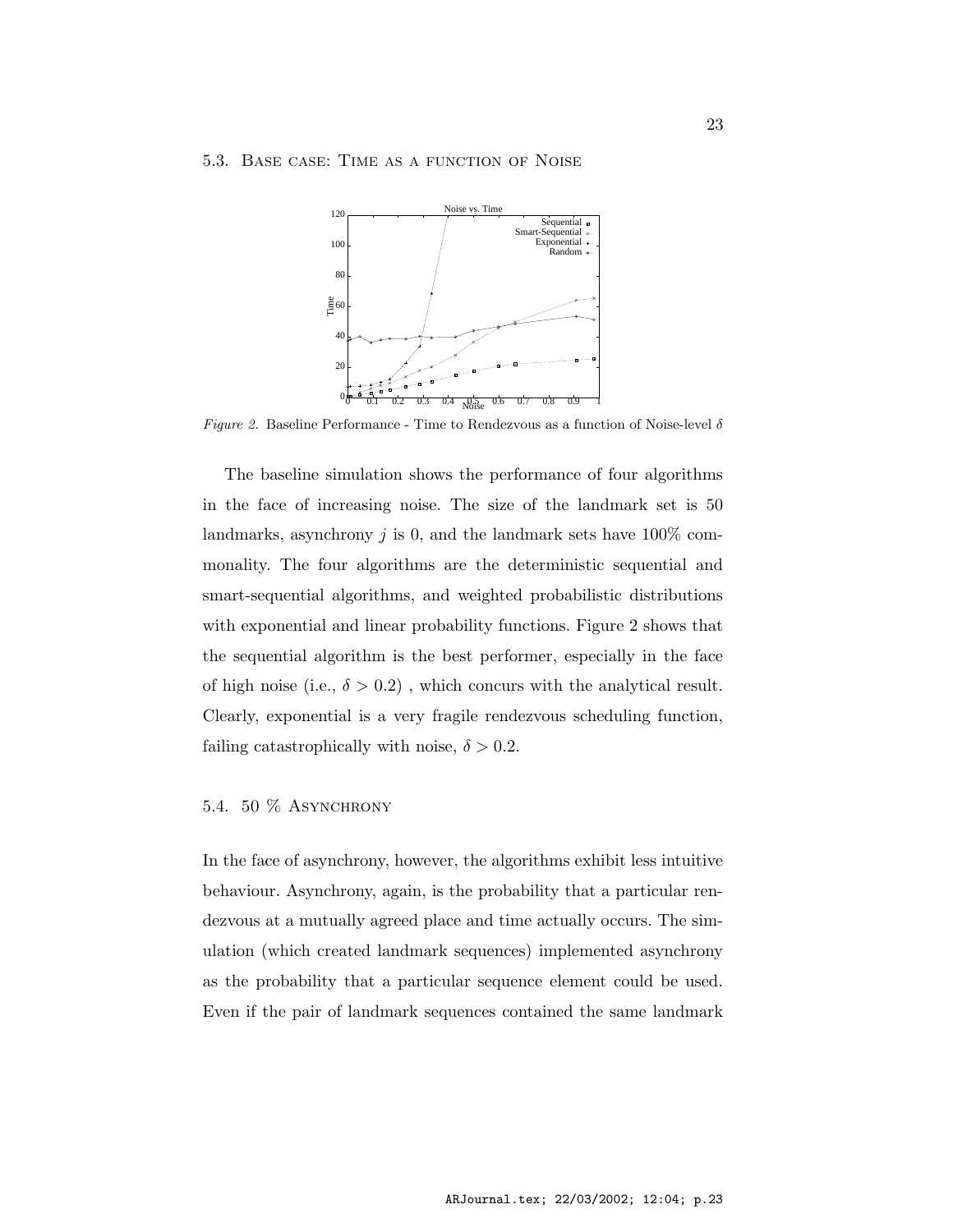## 5.3. Base case: Time as a function of Noise

*Figure 2.* Baseline Performance - Time to Rendezvous as a function of Noise-level $\delta$

The baseline simulation shows the performance of four algorithms in the face of increasing noise. The size of the landmark set is 50 landmarks, asynchrony $j$ is 0, and the landmark sets have 100% commonality. The four algorithms are the deterministic sequential and smart-sequential algorithms, and weighted probabilistic distributions with exponential and linear probability functions. Figure 2 shows that the sequential algorithm is the best performer, especially in the face of high noise (i.e., $\delta > 0.2$) , which concurs with the analytical result. Clearly, exponential is a very fragile rendezvous scheduling function, failing catastrophically with noise, $\delta > 0.2$.

## 5.4. 50 % Asynchrony

In the face of asynchrony, however, the algorithms exhibit less intuitive behaviour. Asynchrony, again, is the probability that a particular rendezvous at a mutually agreed place and time actually occurs. The simulation (which created landmark sequences) implemented asynchrony as the probability that a particular sequence element could be used. Even if the pair of landmark sequences contained the same landmark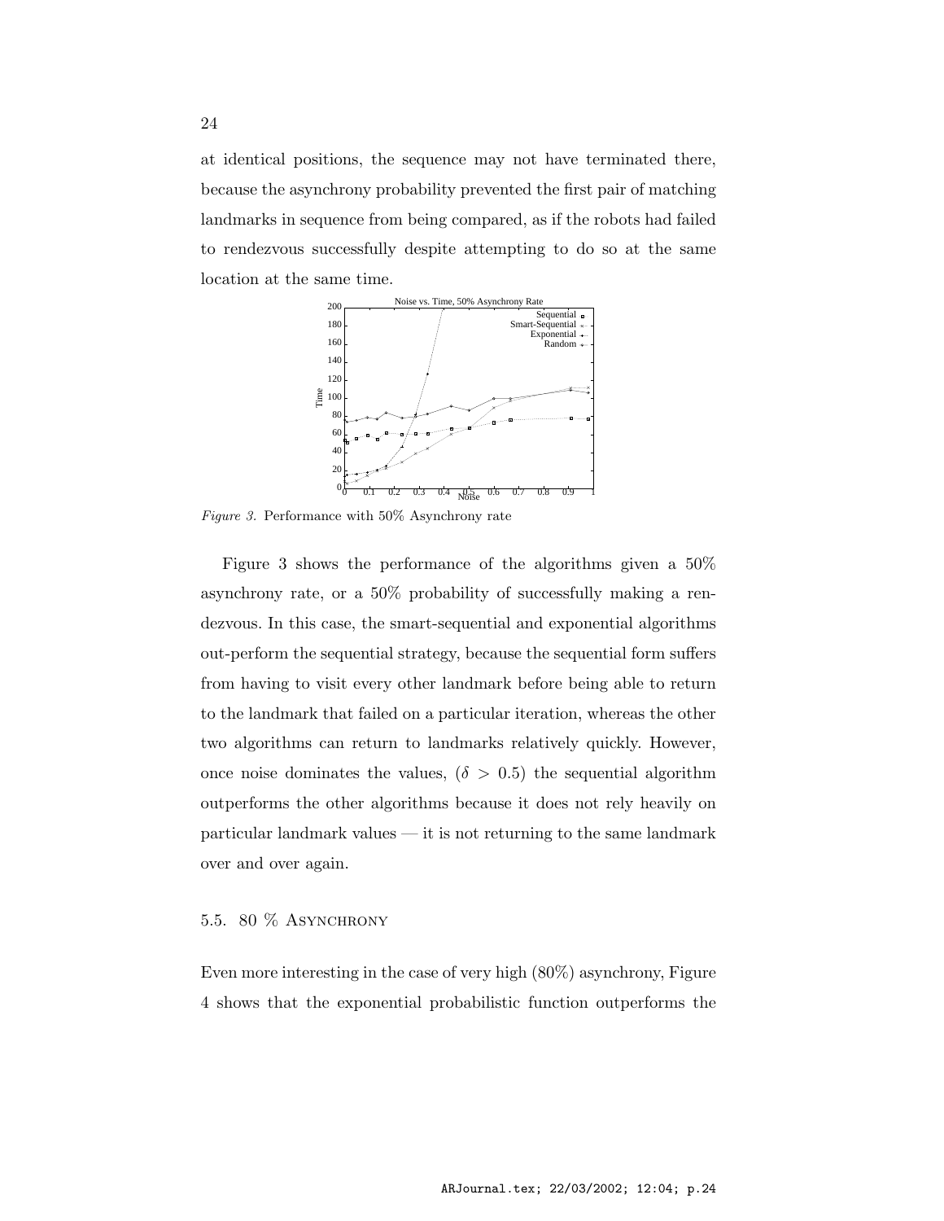at identical positions, the sequence may not have terminated there, because the asynchrony probability prevented the first pair of matching landmarks in sequence from being compared, as if the robots had failed to rendezvous successfully despite attempting to do so at the same location at the same time.

*Figure 3.* Performance with 50% Asynchrony rate

Figure 3 shows the performance of the algorithms given a 50% asynchrony rate, or a 50% probability of successfully making a rendezvous. In this case, the smart-sequential and exponential algorithms out-perform the sequential strategy, because the sequential form suffers from having to visit every other landmark before being able to return to the landmark that failed on a particular iteration, whereas the other two algorithms can return to landmarks relatively quickly. However, once noise dominates the values, ($\delta > 0.5$) the sequential algorithm outperforms the other algorithms because it does not rely heavily on particular landmark values — it is not returning to the same landmark over and over again.

### 5.5. 80 % Asynchrony

Even more interesting in the case of very high (80%) asynchrony, Figure 4 shows that the exponential probabilistic function outperforms the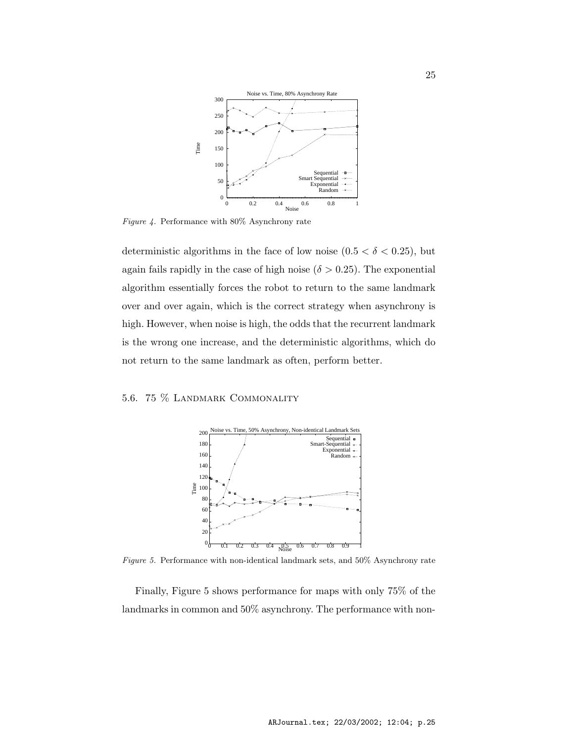*Figure 4.* Performance with 80% Asynchrony rate

deterministic algorithms in the face of low noise ($0.5 < \delta < 0.25$), but again fails rapidly in the case of high noise ($\delta > 0.25$). The exponential algorithm essentially forces the robot to return to the same landmark over and over again, which is the correct strategy when asynchrony is high. However, when noise is high, the odds that the recurrent landmark is the wrong one increase, and the deterministic algorithms, which do not return to the same landmark as often, perform better.

### 5.6. 75 % Landmark Commonality

*Figure 5.* Performance with non-identical landmark sets, and 50% Asynchrony rate

Finally, Figure 5 shows performance for maps with only 75% of the landmarks in common and 50% asynchrony. The performance with non-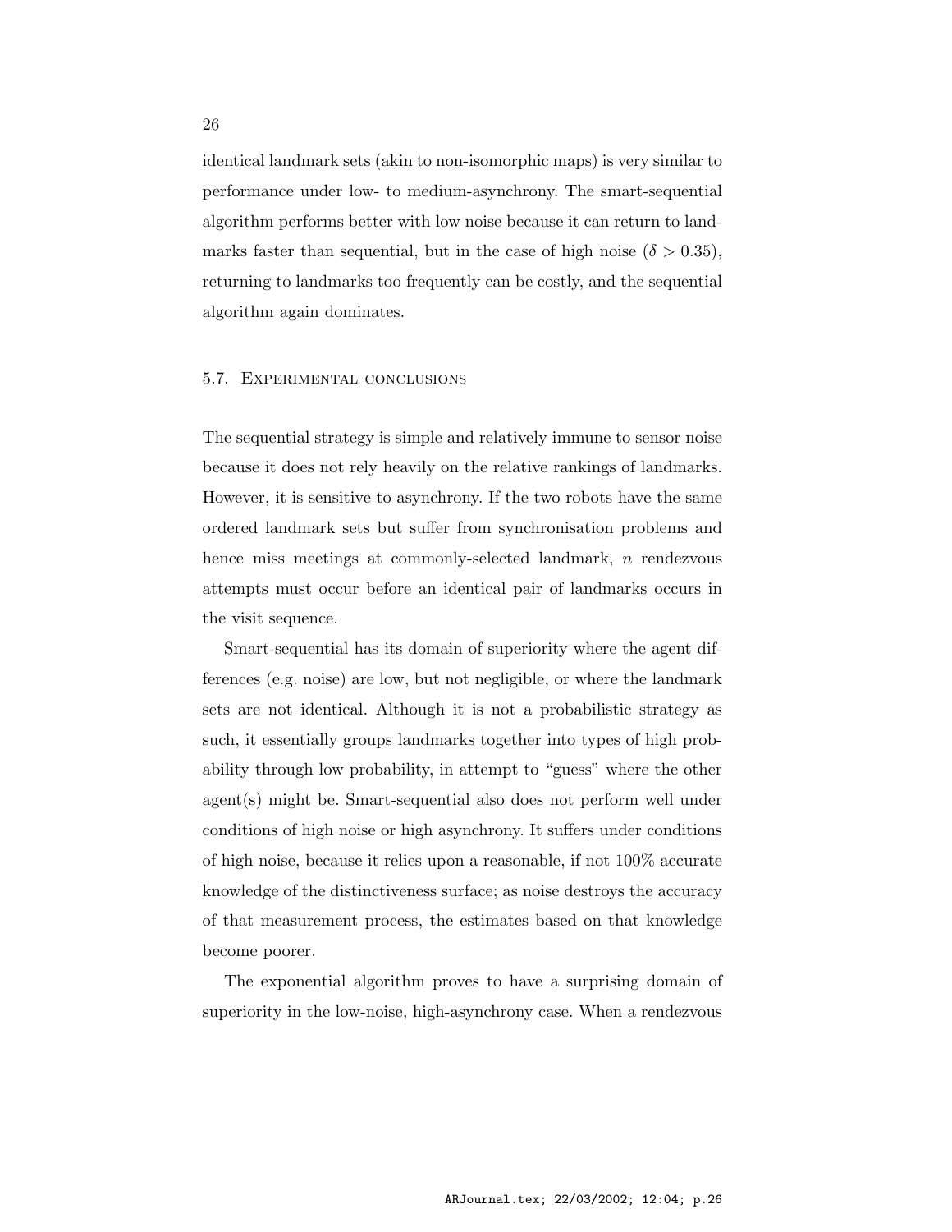identical landmark sets (akin to non-isomorphic maps) is very similar to performance under low- to medium-asynchrony. The smart-sequential algorithm performs better with low noise because it can return to landmarks faster than sequential, but in the case of high noise ($\delta > 0.35$), returning to landmarks too frequently can be costly, and the sequential algorithm again dominates.

### 5.7. Experimental conclusions

The sequential strategy is simple and relatively immune to sensor noise because it does not rely heavily on the relative rankings of landmarks. However, it is sensitive to asynchrony. If the two robots have the same ordered landmark sets but suffer from synchronisation problems and hence miss meetings at commonly-selected landmark, $n$ rendezvous attempts must occur before an identical pair of landmarks occurs in the visit sequence.

Smart-sequential has its domain of superiority where the agent differences (e.g. noise) are low, but not negligible, or where the landmark sets are not identical. Although it is not a probabilistic strategy as such, it essentially groups landmarks together into types of high probability through low probability, in attempt to "guess" where the other agent(s) might be. Smart-sequential also does not perform well under conditions of high noise or high asynchrony. It suffers under conditions of high noise, because it relies upon a reasonable, if not 100% accurate knowledge of the distinctiveness surface; as noise destroys the accuracy of that measurement process, the estimates based on that knowledge become poorer.

The exponential algorithm proves to have a surprising domain of superiority in the low-noise, high-asynchrony case. When a rendezvous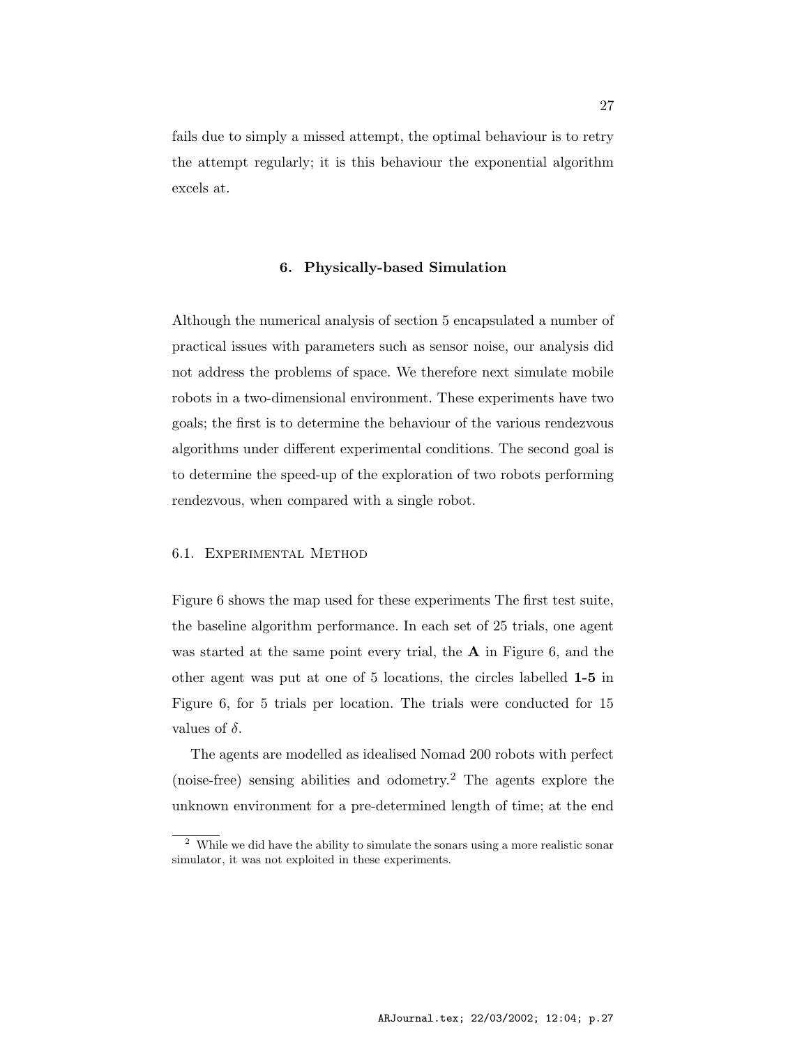fails due to simply a missed attempt, the optimal behaviour is to retry the attempt regularly; it is this behaviour the exponential algorithm excels at.

## 6. Physically-based Simulation

Although the numerical analysis of section 5 encapsulated a number of practical issues with parameters such as sensor noise, our analysis did not address the problems of space. We therefore next simulate mobile robots in a two-dimensional environment. These experiments have two goals; the first is to determine the behaviour of the various rendezvous algorithms under different experimental conditions. The second goal is to determine the speed-up of the exploration of two robots performing rendezvous, when compared with a single robot.

### 6.1. Experimental Method

Figure 6 shows the map used for these experiments The first test suite, the baseline algorithm performance. In each set of 25 trials, one agent was started at the same point every trial, the **A** in Figure 6, and the other agent was put at one of 5 locations, the circles labelled **1-5** in Figure 6, for 5 trials per location. The trials were conducted for 15 values of $\delta$.

The agents are modelled as idealised Nomad 200 robots with perfect (noise-free) sensing abilities and odometry.[2] The agents explore the unknown environment for a pre-determined length of time; at the end

[2] While we did have the ability to simulate the sonars using a more realistic sonar simulator, it was not exploited in these experiments.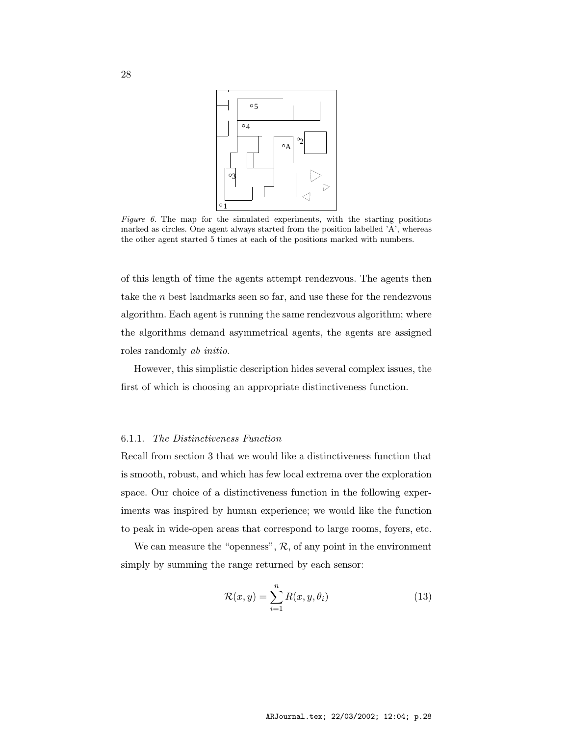*Figure 6.* The map for the simulated experiments, with the starting positions marked as circles. One agent always started from the position labelled 'A', whereas the other agent started 5 times at each of the positions marked with numbers.

of this length of time the agents attempt rendezvous. The agents then take the $n$ best landmarks seen so far, and use these for the rendezvous algorithm. Each agent is running the same rendezvous algorithm; where the algorithms demand asymmetrical agents, the agents are assigned roles randomly *ab initio*.

However, this simplistic description hides several complex issues, the first of which is choosing an appropriate distinctiveness function.

### 6.1.1. *The Distinctiveness Function*

Recall from section 3 that we would like a distinctiveness function that is smooth, robust, and which has few local extrema over the exploration space. Our choice of a distinctiveness function in the following experiments was inspired by human experience; we would like the function to peak in wide-open areas that correspond to large rooms, foyers, etc.

We can measure the "openness", $\mathcal{R}$, of any point in the environment simply by summing the range returned by each sensor:

$$\mathcal{R}(x, y) = \sum_{i=1}^{n} R(x, y, \theta_i) \tag{13}$$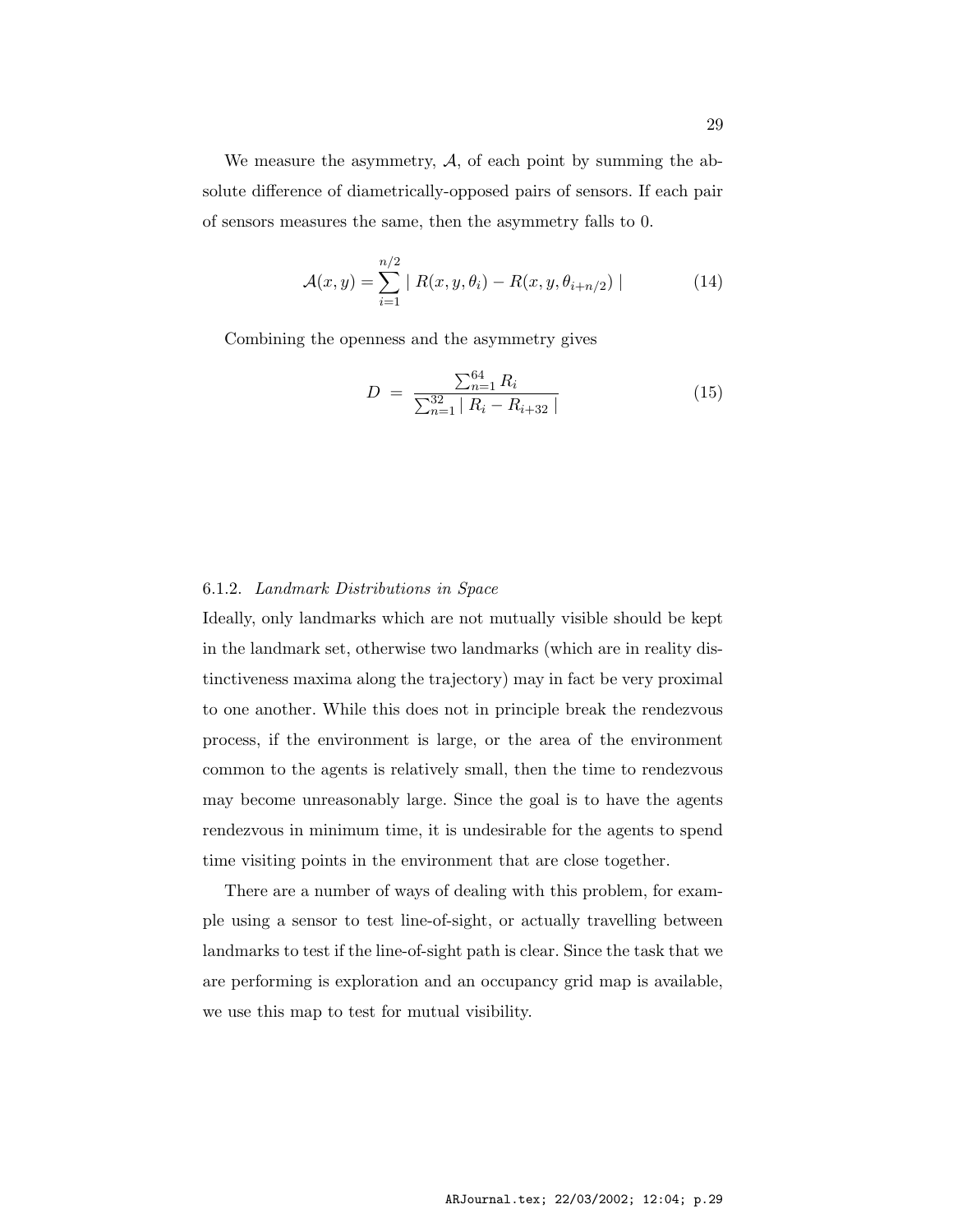We measure the asymmetry, $\mathcal{A}$, of each point by summing the absolute difference of diametrically-opposed pairs of sensors. If each pair of sensors measures the same, then the asymmetry falls to 0.

$$\mathcal{A}(x, y) = \sum_{i=1}^{n/2} \mid R(x, y, \theta_i) - R(x, y, \theta_{i+n/2}) \mid \tag{14}$$

Combining the openness and the asymmetry gives

$$D \;=\; \frac{\sum_{n=1}^{64} R_i}{\sum_{n=1}^{32} \mid R_i - R_{i+32} \mid} \tag{15}$$

#### 6.1.2. *Landmark Distributions in Space*

Ideally, only landmarks which are not mutually visible should be kept in the landmark set, otherwise two landmarks (which are in reality distinctiveness maxima along the trajectory) may in fact be very proximal to one another. While this does not in principle break the rendezvous process, if the environment is large, or the area of the environment common to the agents is relatively small, then the time to rendezvous may become unreasonably large. Since the goal is to have the agents rendezvous in minimum time, it is undesirable for the agents to spend time visiting points in the environment that are close together.

There are a number of ways of dealing with this problem, for example using a sensor to test line-of-sight, or actually travelling between landmarks to test if the line-of-sight path is clear. Since the task that we are performing is exploration and an occupancy grid map is available, we use this map to test for mutual visibility.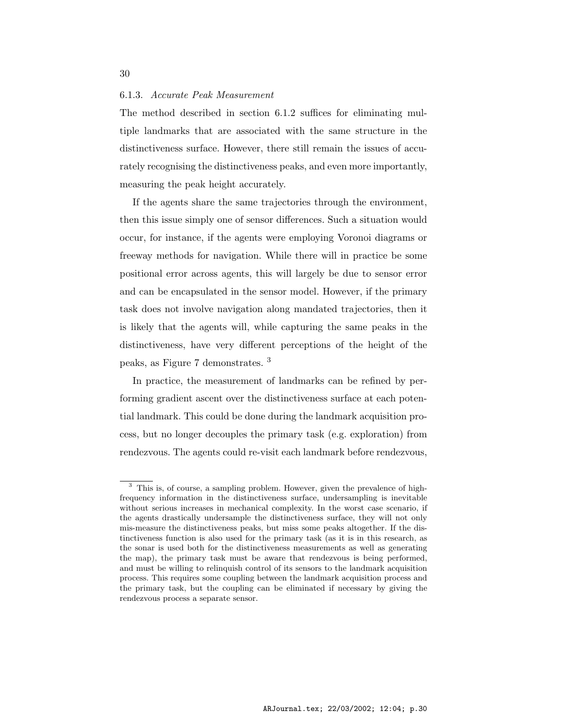### 6.1.3. *Accurate Peak Measurement*

The method described in section 6.1.2 suffices for eliminating multiple landmarks that are associated with the same structure in the distinctiveness surface. However, there still remain the issues of accurately recognising the distinctiveness peaks, and even more importantly, measuring the peak height accurately.

If the agents share the same trajectories through the environment, then this issue simply one of sensor differences. Such a situation would occur, for instance, if the agents were employing Voronoi diagrams or freeway methods for navigation. While there will in practice be some positional error across agents, this will largely be due to sensor error and can be encapsulated in the sensor model. However, if the primary task does not involve navigation along mandated trajectories, then it is likely that the agents will, while capturing the same peaks in the distinctiveness, have very different perceptions of the height of the peaks, as Figure 7 demonstrates. [3]

In practice, the measurement of landmarks can be refined by performing gradient ascent over the distinctiveness surface at each potential landmark. This could be done during the landmark acquisition process, but no longer decouples the primary task (e.g. exploration) from rendezvous. The agents could re-visit each landmark before rendezvous,

[3] This is, of course, a sampling problem. However, given the prevalence of high-frequency information in the distinctiveness surface, undersampling is inevitable without serious increases in mechanical complexity. In the worst case scenario, if the agents drastically undersample the distinctiveness surface, they will not only mis-measure the distinctiveness peaks, but miss some peaks altogether. If the distinctiveness function is also used for the primary task (as it is in this research, as the sonar is used both for the distinctiveness measurements as well as generating the map), the primary task must be aware that rendezvous is being performed, and must be willing to relinquish control of its sensors to the landmark acquisition process. This requires some coupling between the landmark acquisition process and the primary task, but the coupling can be eliminated if necessary by giving the rendezvous process a separate sensor.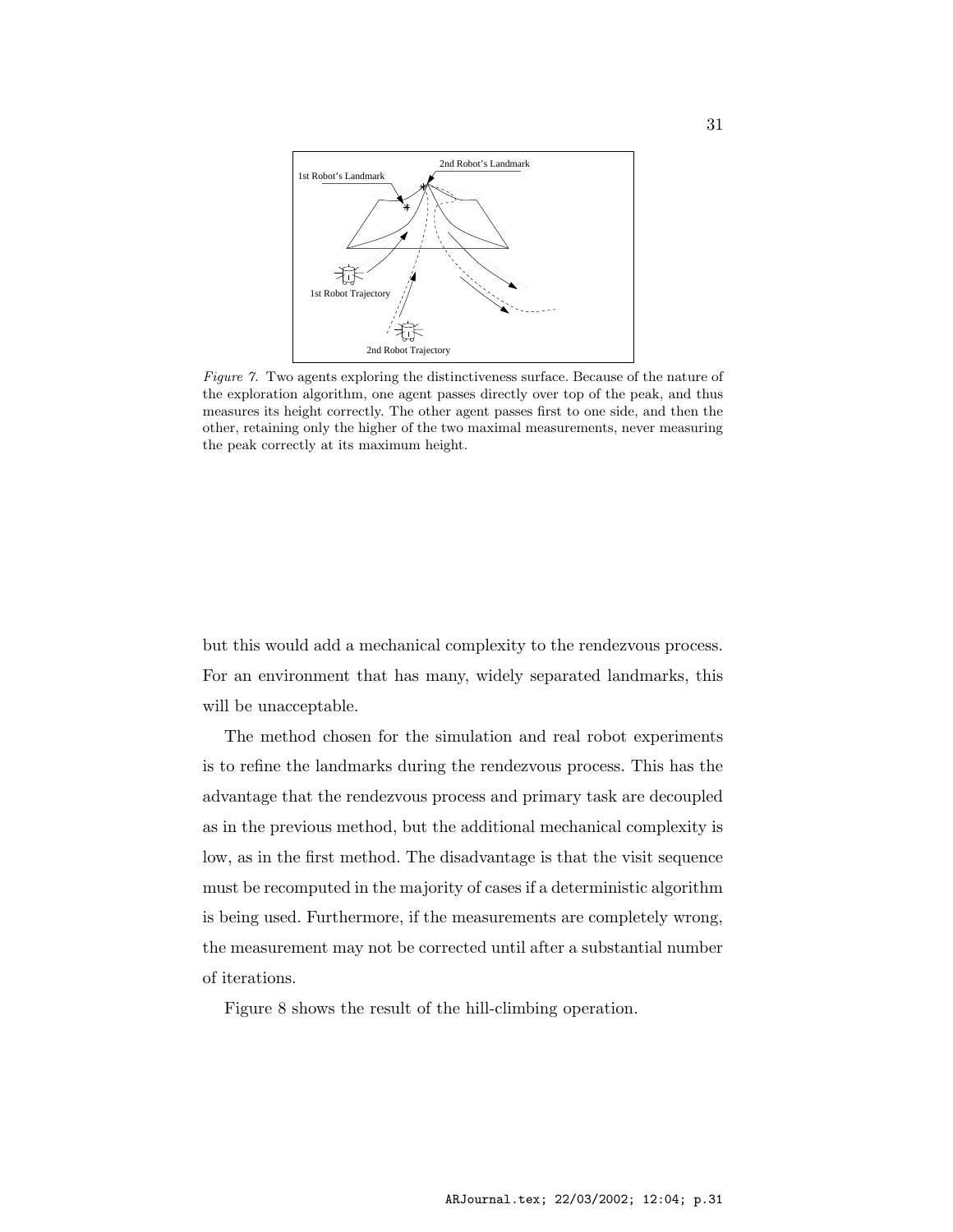*Figure 7.* Two agents exploring the distinctiveness surface. Because of the nature of the exploration algorithm, one agent passes directly over top of the peak, and thus measures its height correctly. The other agent passes first to one side, and then the other, retaining only the higher of the two maximal measurements, never measuring the peak correctly at its maximum height.

but this would add a mechanical complexity to the rendezvous process. For an environment that has many, widely separated landmarks, this will be unacceptable.

The method chosen for the simulation and real robot experiments is to refine the landmarks during the rendezvous process. This has the advantage that the rendezvous process and primary task are decoupled as in the previous method, but the additional mechanical complexity is low, as in the first method. The disadvantage is that the visit sequence must be recomputed in the majority of cases if a deterministic algorithm is being used. Furthermore, if the measurements are completely wrong, the measurement may not be corrected until after a substantial number of iterations.

Figure 8 shows the result of the hill-climbing operation.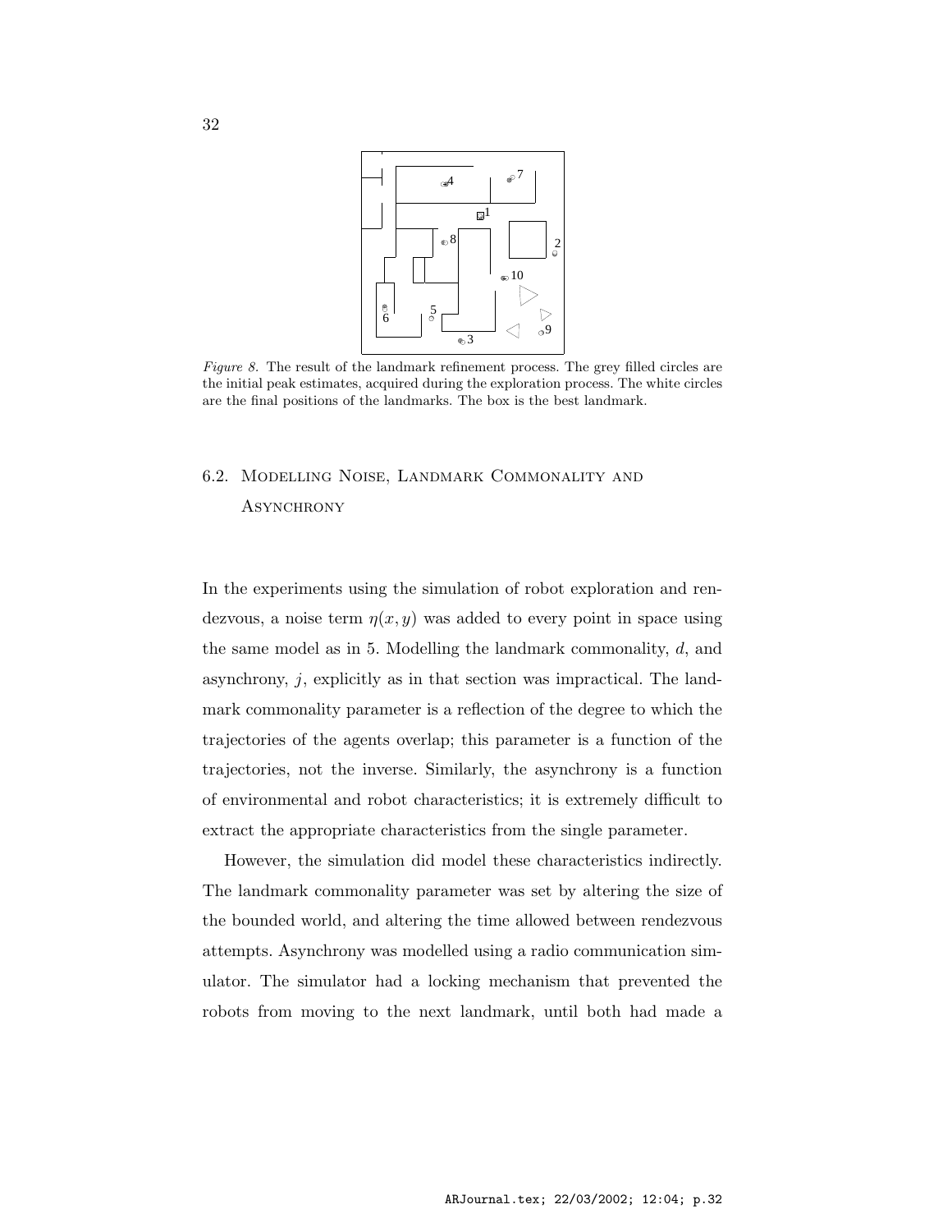*Figure 8.* The result of the landmark refinement process. The grey filled circles are the initial peak estimates, acquired during the exploration process. The white circles are the final positions of the landmarks. The box is the best landmark.

## 6.2. Modelling Noise, Landmark Commonality and Asynchrony

In the experiments using the simulation of robot exploration and rendezvous, a noise term $\eta(x, y)$ was added to every point in space using the same model as in 5. Modelling the landmark commonality, $d$, and asynchrony, $j$, explicitly as in that section was impractical. The landmark commonality parameter is a reflection of the degree to which the trajectories of the agents overlap; this parameter is a function of the trajectories, not the inverse. Similarly, the asynchrony is a function of environmental and robot characteristics; it is extremely difficult to extract the appropriate characteristics from the single parameter.

However, the simulation did model these characteristics indirectly. The landmark commonality parameter was set by altering the size of the bounded world, and altering the time allowed between rendezvous attempts. Asynchrony was modelled using a radio communication simulator. The simulator had a locking mechanism that prevented the robots from moving to the next landmark, until both had made a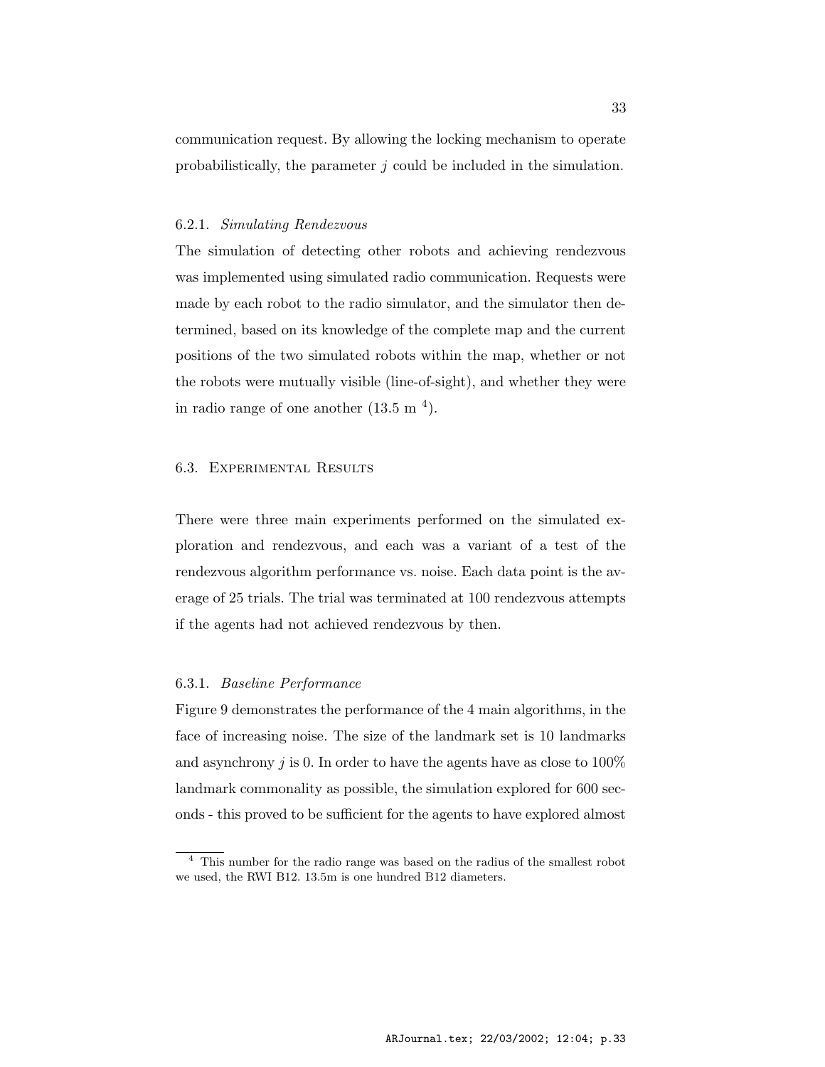communication request. By allowing the locking mechanism to operate probabilistically, the parameter $j$ could be included in the simulation.

#### 6.2.1. *Simulating Rendezvous*

The simulation of detecting other robots and achieving rendezvous was implemented using simulated radio communication. Requests were made by each robot to the radio simulator, and the simulator then determined, based on its knowledge of the complete map and the current positions of the two simulated robots within the map, whether or not the robots were mutually visible (line-of-sight), and whether they were in radio range of one another (13.5 m [4]).

### 6.3. Experimental Results

There were three main experiments performed on the simulated exploration and rendezvous, and each was a variant of a test of the rendezvous algorithm performance vs. noise. Each data point is the average of 25 trials. The trial was terminated at 100 rendezvous attempts if the agents had not achieved rendezvous by then.

#### 6.3.1. *Baseline Performance*

Figure 9 demonstrates the performance of the 4 main algorithms, in the face of increasing noise. The size of the landmark set is 10 landmarks and asynchrony $j$ is 0. In order to have the agents have as close to 100% landmark commonality as possible, the simulation explored for 600 seconds - this proved to be sufficient for the agents to have explored almost

[4] This number for the radio range was based on the radius of the smallest robot we used, the RWI B12. 13.5m is one hundred B12 diameters.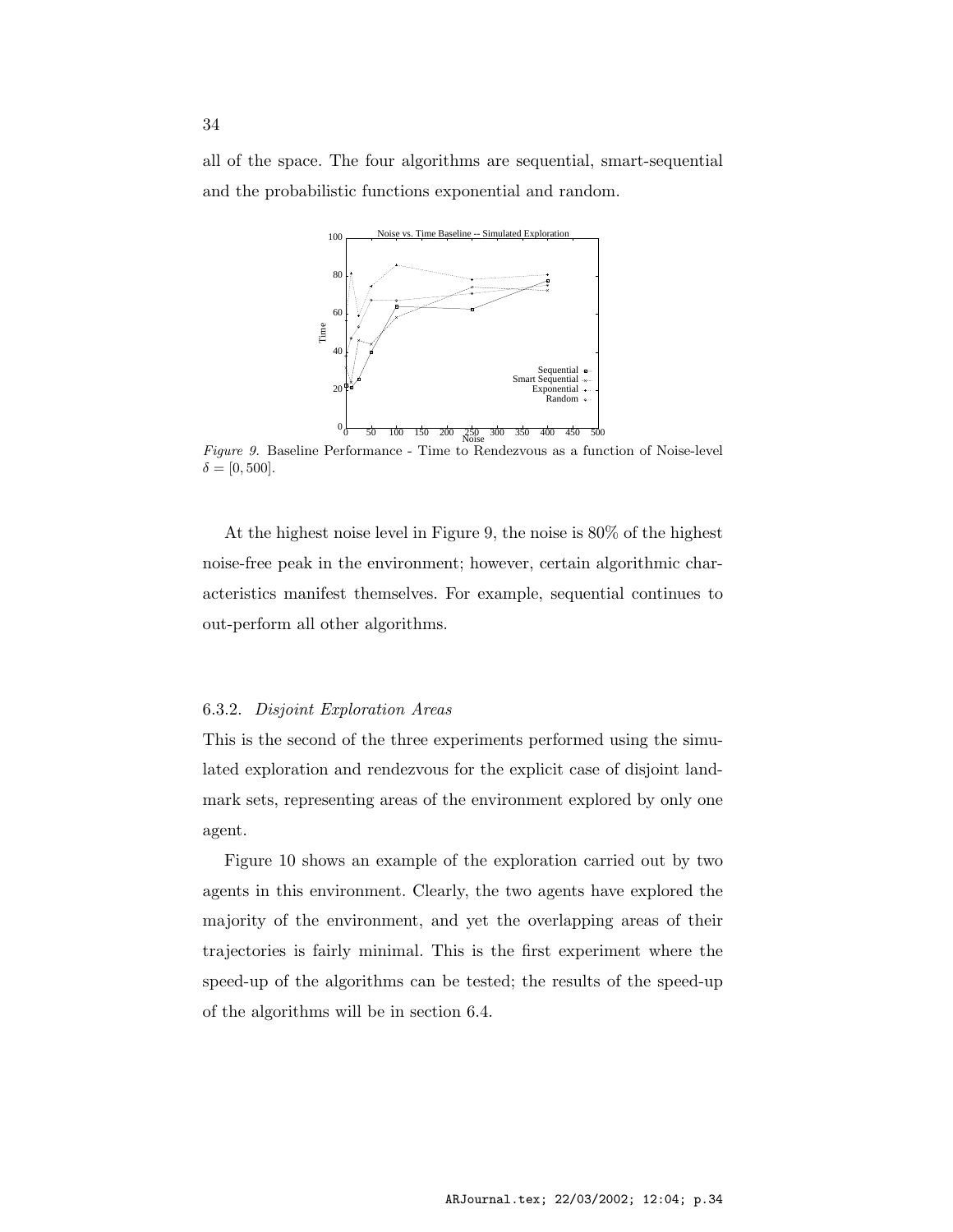all of the space. The four algorithms are sequential, smart-sequential and the probabilistic functions exponential and random.

*Figure 9.* Baseline Performance - Time to Rendezvous as a function of Noise-level $\delta = [0, 500]$.

At the highest noise level in Figure 9, the noise is 80% of the highest noise-free peak in the environment; however, certain algorithmic characteristics manifest themselves. For example, sequential continues to out-perform all other algorithms.

### 6.3.2. *Disjoint Exploration Areas*

This is the second of the three experiments performed using the simulated exploration and rendezvous for the explicit case of disjoint landmark sets, representing areas of the environment explored by only one agent.

Figure 10 shows an example of the exploration carried out by two agents in this environment. Clearly, the two agents have explored the majority of the environment, and yet the overlapping areas of their trajectories is fairly minimal. This is the first experiment where the speed-up of the algorithms can be tested; the results of the speed-up of the algorithms will be in section 6.4.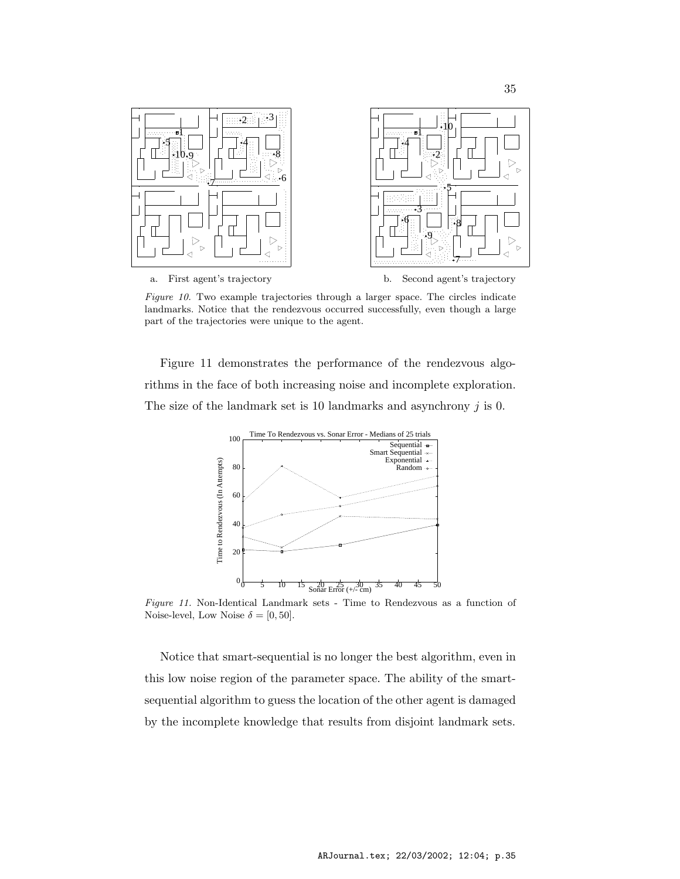a. First agent's trajectory

b. Second agent's trajectory

*Figure 10.* Two example trajectories through a larger space. The circles indicate landmarks. Notice that the rendezvous occurred successfully, even though a large part of the trajectories were unique to the agent.

Figure 11 demonstrates the performance of the rendezvous algorithms in the face of both increasing noise and incomplete exploration. The size of the landmark set is 10 landmarks and asynchrony $j$ is 0.

*Figure 11.* Non-Identical Landmark sets - Time to Rendezvous as a function of Noise-level, Low Noise $\delta = [0, 50]$.

Notice that smart-sequential is no longer the best algorithm, even in this low noise region of the parameter space. The ability of the smart-sequential algorithm to guess the location of the other agent is damaged by the incomplete knowledge that results from disjoint landmark sets.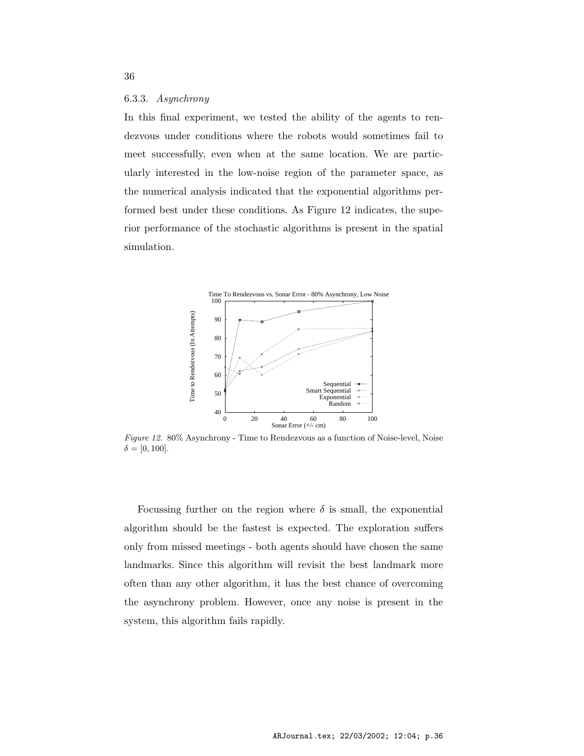### 6.3.3. *Asynchrony*

In this final experiment, we tested the ability of the agents to rendezvous under conditions where the robots would sometimes fail to meet successfully, even when at the same location. We are particularly interested in the low-noise region of the parameter space, as the numerical analysis indicated that the exponential algorithms performed best under these conditions. As Figure 12 indicates, the superior performance of the stochastic algorithms is present in the spatial simulation.

*Figure 12.* 80% Asynchrony - Time to Rendezvous as a function of Noise-level, Noise $\delta = [0, 100]$.

Focussing further on the region where $\delta$ is small, the exponential algorithm should be the fastest is expected. The exploration suffers only from missed meetings - both agents should have chosen the same landmarks. Since this algorithm will revisit the best landmark more often than any other algorithm, it has the best chance of overcoming the asynchrony problem. However, once any noise is present in the system, this algorithm fails rapidly.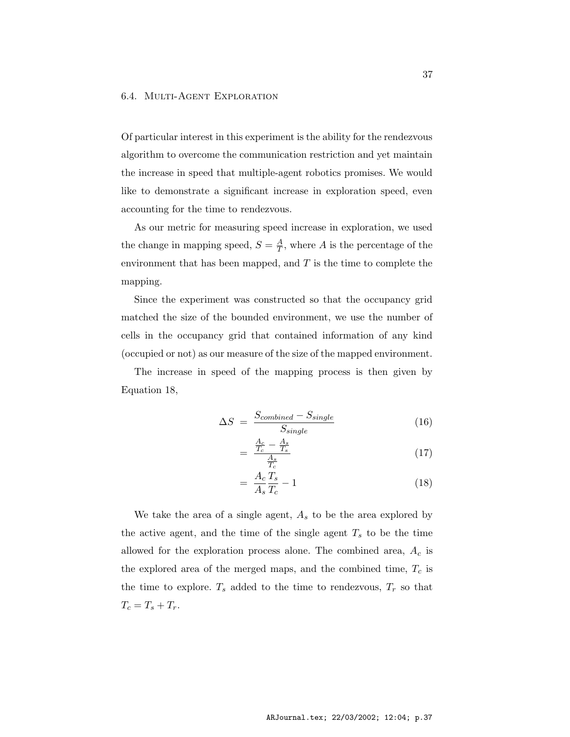Of particular interest in this experiment is the ability for the rendezvous algorithm to overcome the communication restriction and yet maintain the increase in speed that multiple-agent robotics promises. We would like to demonstrate a significant increase in exploration speed, even accounting for the time to rendezvous.

As our metric for measuring speed increase in exploration, we used the change in mapping speed, $S = \frac{A}{T}$, where $A$ is the percentage of the environment that has been mapped, and $T$ is the time to complete the mapping.

Since the experiment was constructed so that the occupancy grid matched the size of the bounded environment, we use the number of cells in the occupancy grid that contained information of any kind (occupied or not) as our measure of the size of the mapped environment.

The increase in speed of the mapping process is then given by Equation 18,

$$\Delta S = \frac{S_{combined} - S_{single}}{S_{single}} \tag{16}$$

$$= \frac{\frac{A_c}{T_c} - \frac{A_s}{T_s}}{\frac{A_s}{T_c}} \tag{17}$$

$$= \frac{A_c}{A_s}\frac{T_s}{T_c} - 1 \tag{18}$$

We take the area of a single agent, $A_s$ to be the area explored by the active agent, and the time of the single agent $T_s$ to be the time allowed for the exploration process alone. The combined area, $A_c$ is the explored area of the merged maps, and the combined time, $T_c$ is the time to explore. $T_s$ added to the time to rendezvous, $T_r$ so that $T_c = T_s + T_r$.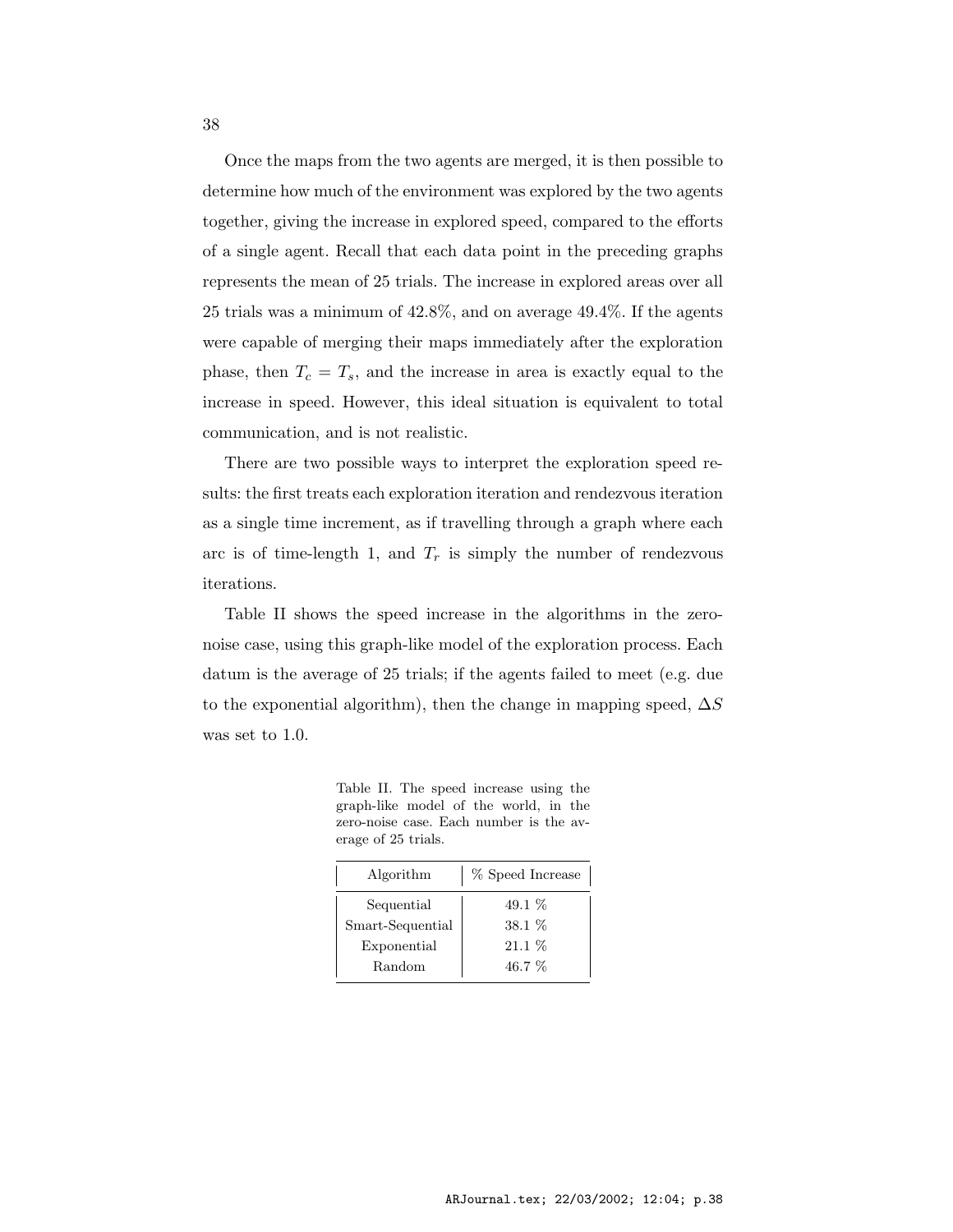Once the maps from the two agents are merged, it is then possible to determine how much of the environment was explored by the two agents together, giving the increase in explored speed, compared to the efforts of a single agent. Recall that each data point in the preceding graphs represents the mean of 25 trials. The increase in explored areas over all 25 trials was a minimum of 42.8%, and on average 49.4%. If the agents were capable of merging their maps immediately after the exploration phase, then $T_c = T_s$, and the increase in area is exactly equal to the increase in speed. However, this ideal situation is equivalent to total communication, and is not realistic.

There are two possible ways to interpret the exploration speed results: the first treats each exploration iteration and rendezvous iteration as a single time increment, as if travelling through a graph where each arc is of time-length 1, and $T_r$ is simply the number of rendezvous iterations.

Table II shows the speed increase in the algorithms in the zero-noise case, using this graph-like model of the exploration process. Each datum is the average of 25 trials; if the agents failed to meet (e.g. due to the exponential algorithm), then the change in mapping speed, $\Delta S$ was set to 1.0.

Table II. The speed increase using the graph-like model of the world, in the zero-noise case. Each number is the average of 25 trials.

| Algorithm | % Speed Increase |
|---|---|
| Sequential | 49.1 % |
| Smart-Sequential | 38.1 % |
| Exponential | 21.1 % |
| Random | 46.7 % |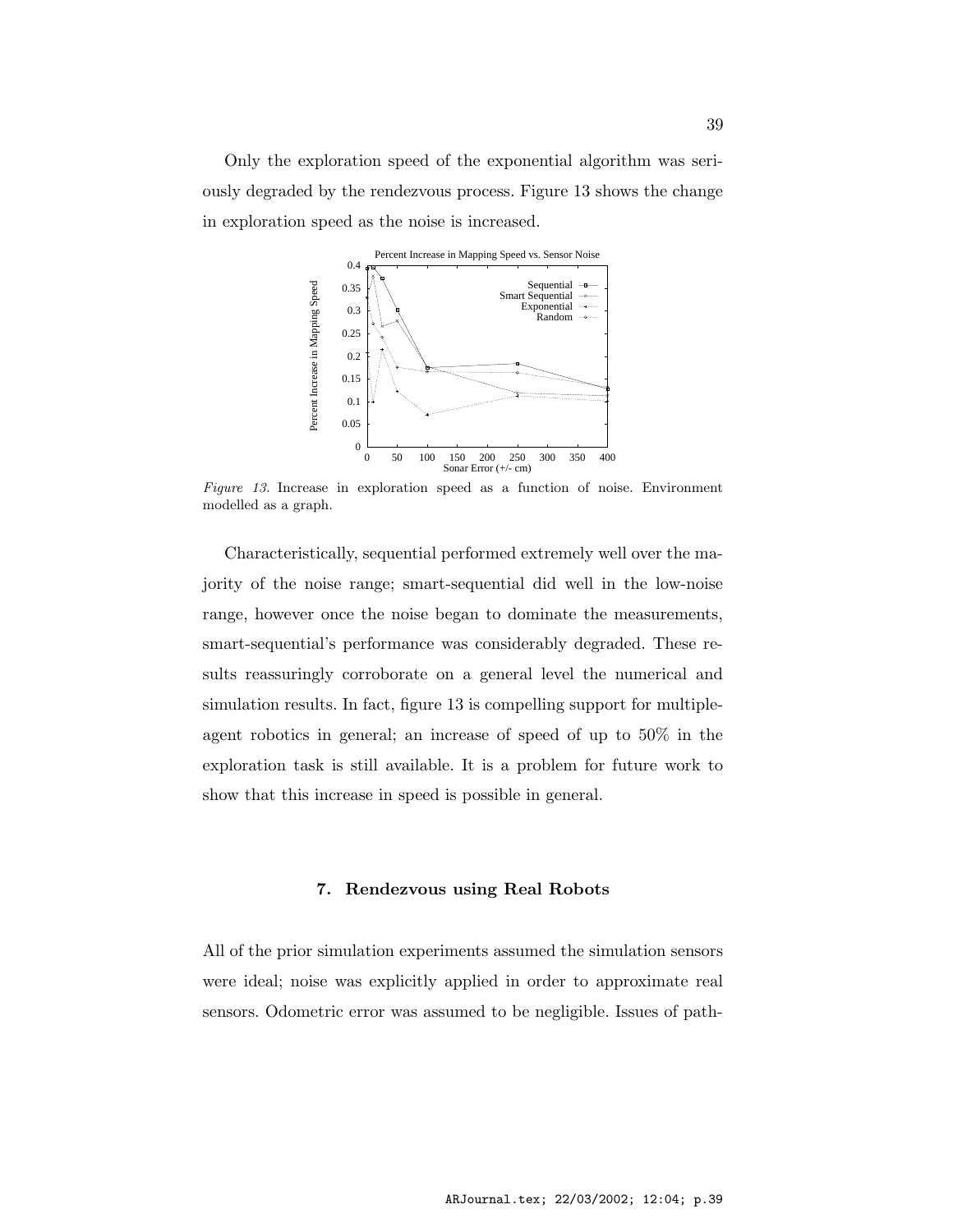Only the exploration speed of the exponential algorithm was seriously degraded by the rendezvous process. Figure 13 shows the change in exploration speed as the noise is increased.

*Figure 13.* Increase in exploration speed as a function of noise. Environment modelled as a graph.

Characteristically, sequential performed extremely well over the majority of the noise range; smart-sequential did well in the low-noise range, however once the noise began to dominate the measurements, smart-sequential's performance was considerably degraded. These results reassuringly corroborate on a general level the numerical and simulation results. In fact, figure 13 is compelling support for multiple-agent robotics in general; an increase of speed of up to 50% in the exploration task is still available. It is a problem for future work to show that this increase in speed is possible in general.

## 7. Rendezvous using Real Robots

All of the prior simulation experiments assumed the simulation sensors were ideal; noise was explicitly applied in order to approximate real sensors. Odometric error was assumed to be negligible. Issues of path-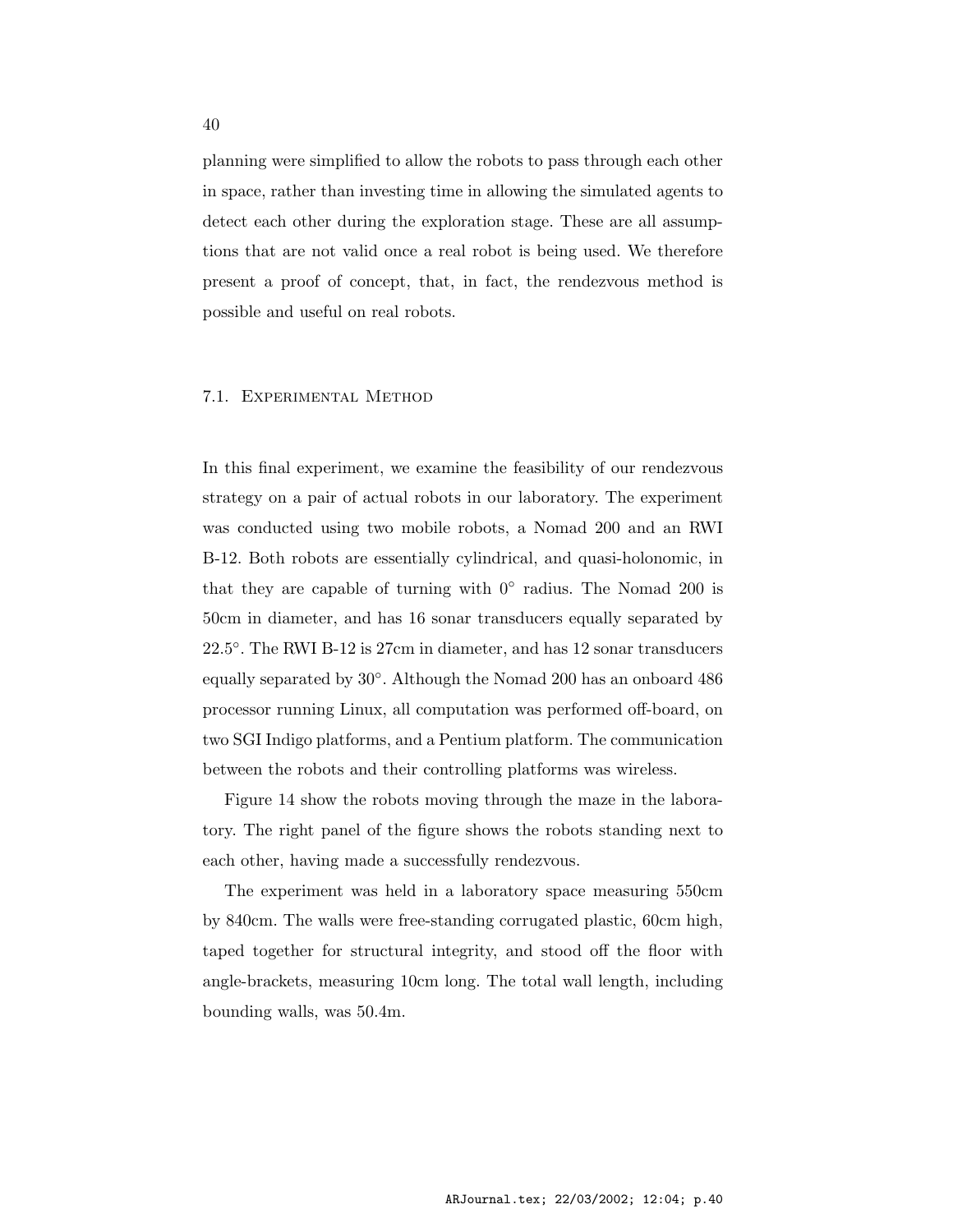planning were simplified to allow the robots to pass through each other in space, rather than investing time in allowing the simulated agents to detect each other during the exploration stage. These are all assumptions that are not valid once a real robot is being used. We therefore present a proof of concept, that, in fact, the rendezvous method is possible and useful on real robots.

### 7.1. Experimental Method

In this final experiment, we examine the feasibility of our rendezvous strategy on a pair of actual robots in our laboratory. The experiment was conducted using two mobile robots, a Nomad 200 and an RWI B-12. Both robots are essentially cylindrical, and quasi-holonomic, in that they are capable of turning with $0^\circ$ radius. The Nomad 200 is 50cm in diameter, and has 16 sonar transducers equally separated by $22.5^\circ$. The RWI B-12 is 27cm in diameter, and has 12 sonar transducers equally separated by $30^\circ$. Although the Nomad 200 has an onboard 486 processor running Linux, all computation was performed off-board, on two SGI Indigo platforms, and a Pentium platform. The communication between the robots and their controlling platforms was wireless.

Figure 14 show the robots moving through the maze in the laboratory. The right panel of the figure shows the robots standing next to each other, having made a successfully rendezvous.

The experiment was held in a laboratory space measuring 550cm by 840cm. The walls were free-standing corrugated plastic, 60cm high, taped together for structural integrity, and stood off the floor with angle-brackets, measuring 10cm long. The total wall length, including bounding walls, was 50.4m.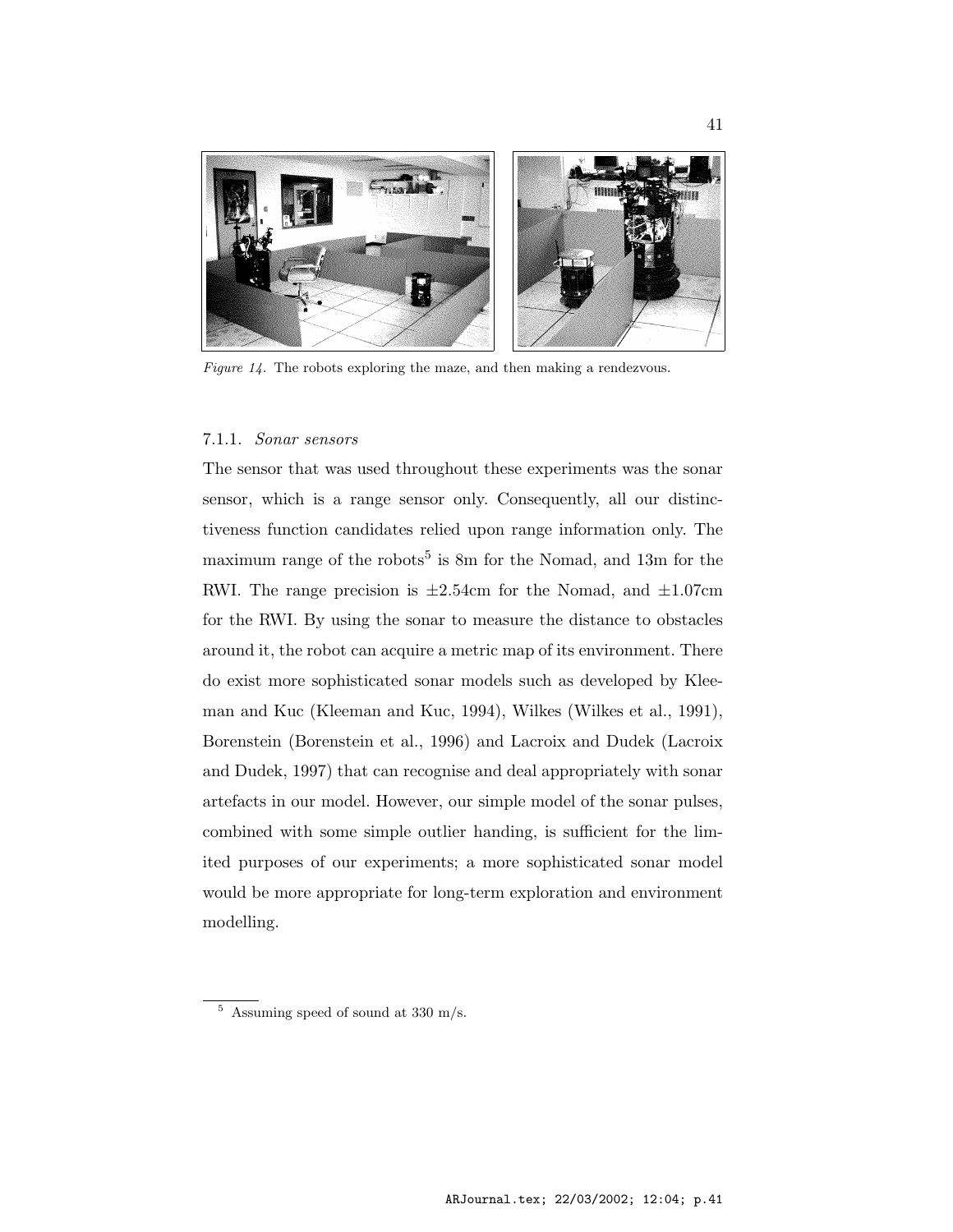*Figure 14.* The robots exploring the maze, and then making a rendezvous.

### 7.1.1. *Sonar sensors*

The sensor that was used throughout these experiments was the sonar sensor, which is a range sensor only. Consequently, all our distinctiveness function candidates relied upon range information only. The maximum range of the robots[5] is 8m for the Nomad, and 13m for the RWI. The range precision is ±2.54cm for the Nomad, and ±1.07cm for the RWI. By using the sonar to measure the distance to obstacles around it, the robot can acquire a metric map of its environment. There do exist more sophisticated sonar models such as developed by Kleeman and Kuc (Kleeman and Kuc, 1994), Wilkes (Wilkes et al., 1991), Borenstein (Borenstein et al., 1996) and Lacroix and Dudek (Lacroix and Dudek, 1997) that can recognise and deal appropriately with sonar artefacts in our model. However, our simple model of the sonar pulses, combined with some simple outlier handing, is sufficient for the limited purposes of our experiments; a more sophisticated sonar model would be more appropriate for long-term exploration and environment modelling.

[5] Assuming speed of sound at 330 m/s.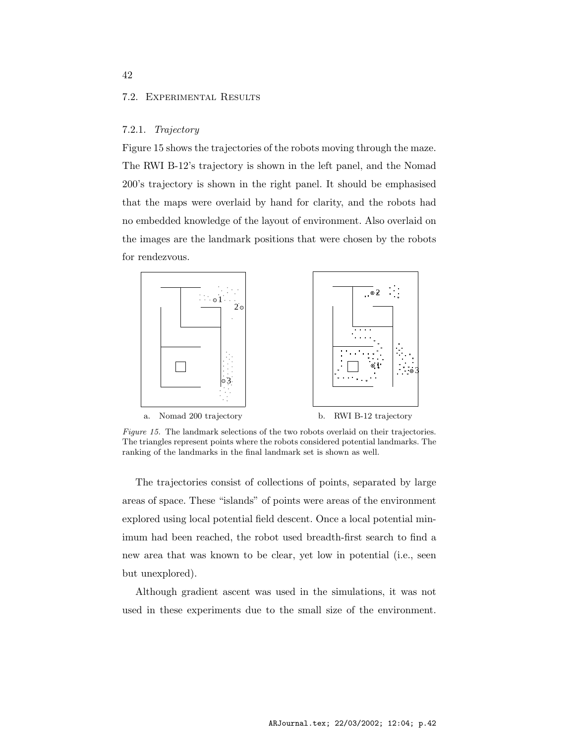### 7.2. Experimental Results

#### 7.2.1. *Trajectory*

Figure 15 shows the trajectories of the robots moving through the maze. The RWI B-12's trajectory is shown in the left panel, and the Nomad 200's trajectory is shown in the right panel. It should be emphasised that the maps were overlaid by hand for clarity, and the robots had no embedded knowledge of the layout of environment. Also overlaid on the images are the landmark positions that were chosen by the robots for rendezvous.

a. Nomad 200 trajectory

b. RWI B-12 trajectory

*Figure 15.* The landmark selections of the two robots overlaid on their trajectories. The triangles represent points where the robots considered potential landmarks. The ranking of the landmarks in the final landmark set is shown as well.

The trajectories consist of collections of points, separated by large areas of space. These "islands" of points were areas of the environment explored using local potential field descent. Once a local potential minimum had been reached, the robot used breadth-first search to find a new area that was known to be clear, yet low in potential (i.e., seen but unexplored).

Although gradient ascent was used in the simulations, it was not used in these experiments due to the small size of the environment.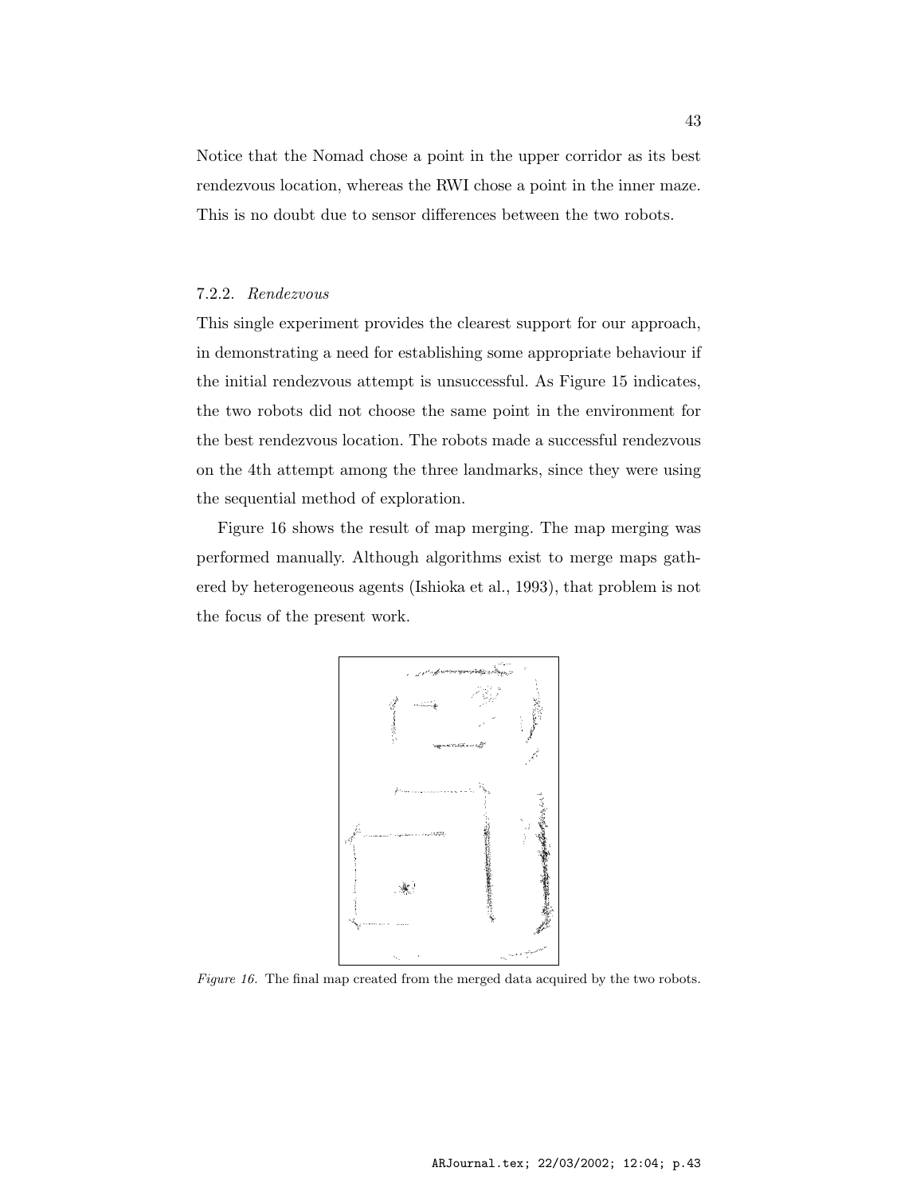Notice that the Nomad chose a point in the upper corridor as its best rendezvous location, whereas the RWI chose a point in the inner maze. This is no doubt due to sensor differences between the two robots.

#### 7.2.2. *Rendezvous*

This single experiment provides the clearest support for our approach, in demonstrating a need for establishing some appropriate behaviour if the initial rendezvous attempt is unsuccessful. As Figure 15 indicates, the two robots did not choose the same point in the environment for the best rendezvous location. The robots made a successful rendezvous on the 4th attempt among the three landmarks, since they were using the sequential method of exploration.

Figure 16 shows the result of map merging. The map merging was performed manually. Although algorithms exist to merge maps gathered by heterogeneous agents (Ishioka et al., 1993), that problem is not the focus of the present work.

*Figure 16.* The final map created from the merged data acquired by the two robots.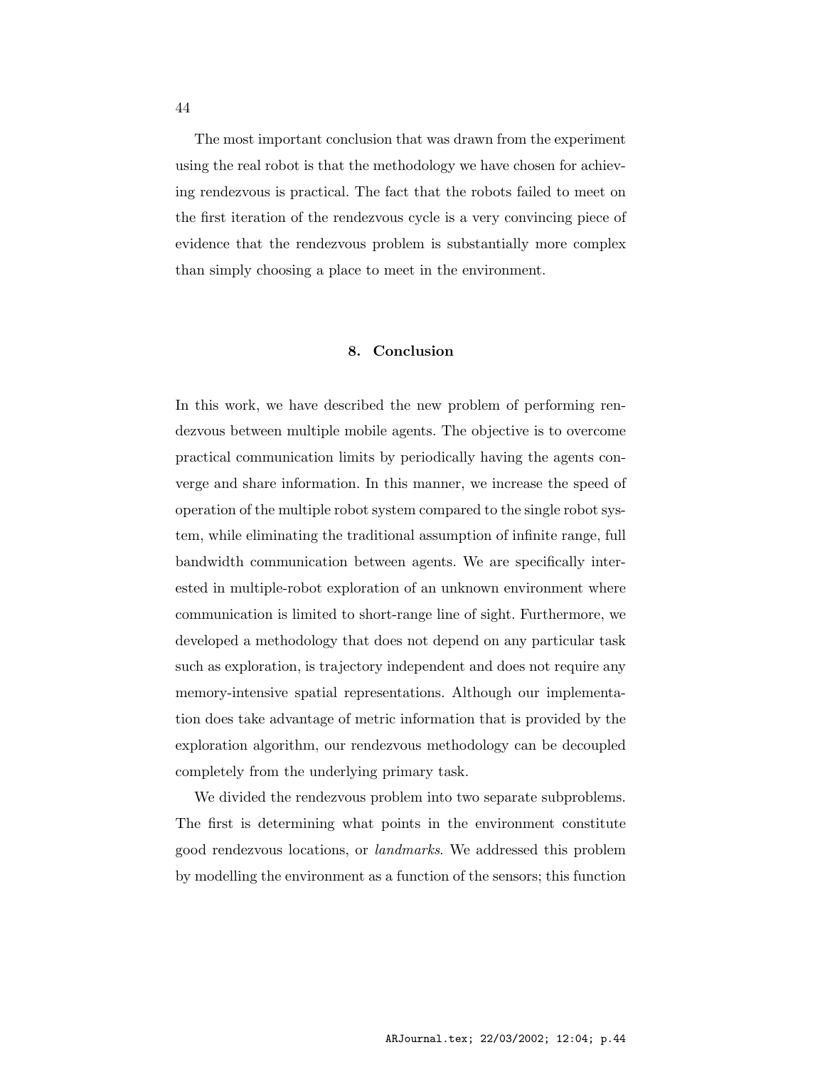The most important conclusion that was drawn from the experiment using the real robot is that the methodology we have chosen for achieving rendezvous is practical. The fact that the robots failed to meet on the first iteration of the rendezvous cycle is a very convincing piece of evidence that the rendezvous problem is substantially more complex than simply choosing a place to meet in the environment.

## 8. Conclusion

In this work, we have described the new problem of performing rendezvous between multiple mobile agents. The objective is to overcome practical communication limits by periodically having the agents converge and share information. In this manner, we increase the speed of operation of the multiple robot system compared to the single robot system, while eliminating the traditional assumption of infinite range, full bandwidth communication between agents. We are specifically interested in multiple-robot exploration of an unknown environment where communication is limited to short-range line of sight. Furthermore, we developed a methodology that does not depend on any particular task such as exploration, is trajectory independent and does not require any memory-intensive spatial representations. Although our implementation does take advantage of metric information that is provided by the exploration algorithm, our rendezvous methodology can be decoupled completely from the underlying primary task.

We divided the rendezvous problem into two separate subproblems. The first is determining what points in the environment constitute good rendezvous locations, or *landmarks*. We addressed this problem by modelling the environment as a function of the sensors; this function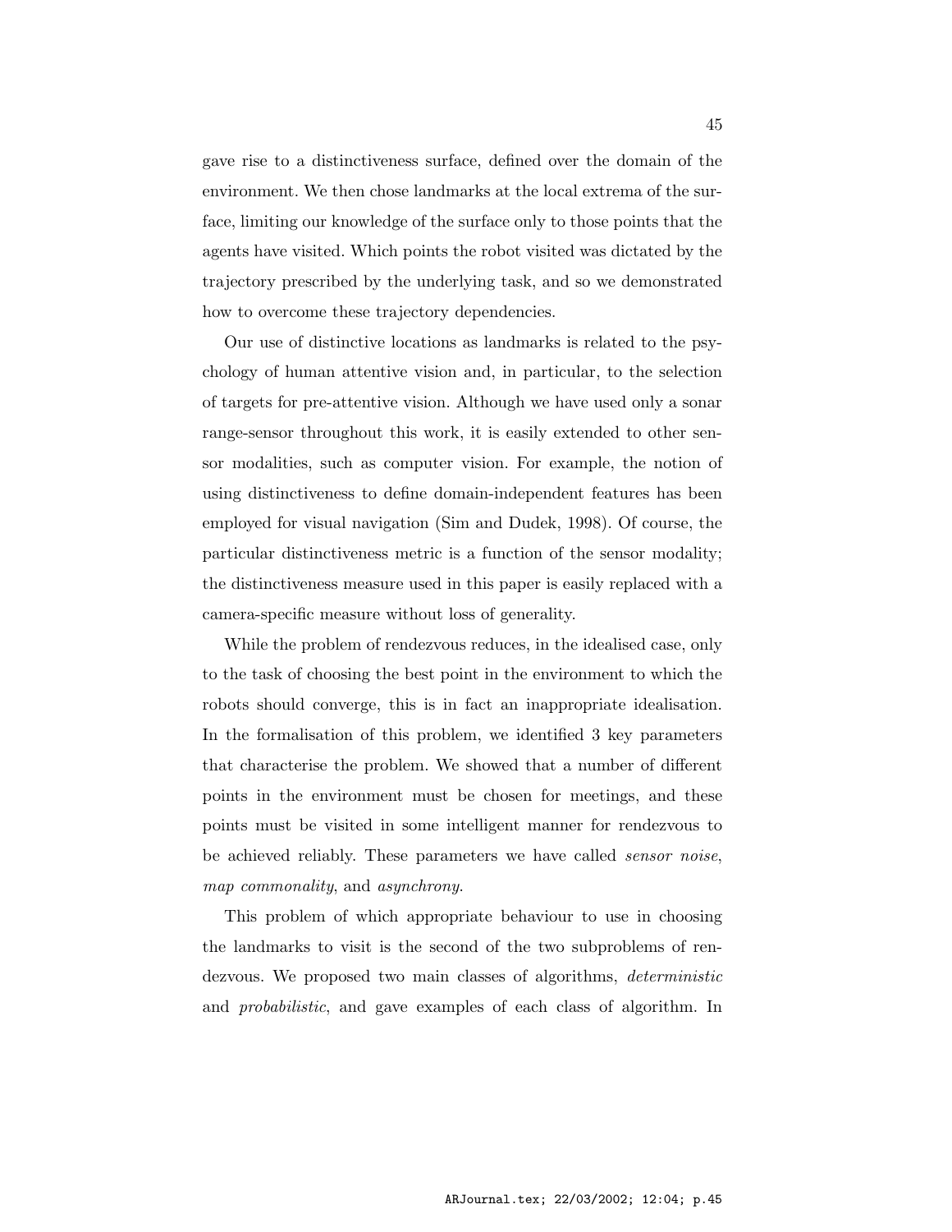gave rise to a distinctiveness surface, defined over the domain of the environment. We then chose landmarks at the local extrema of the surface, limiting our knowledge of the surface only to those points that the agents have visited. Which points the robot visited was dictated by the trajectory prescribed by the underlying task, and so we demonstrated how to overcome these trajectory dependencies.

Our use of distinctive locations as landmarks is related to the psychology of human attentive vision and, in particular, to the selection of targets for pre-attentive vision. Although we have used only a sonar range-sensor throughout this work, it is easily extended to other sensor modalities, such as computer vision. For example, the notion of using distinctiveness to define domain-independent features has been employed for visual navigation (Sim and Dudek, 1998). Of course, the particular distinctiveness metric is a function of the sensor modality; the distinctiveness measure used in this paper is easily replaced with a camera-specific measure without loss of generality.

While the problem of rendezvous reduces, in the idealised case, only to the task of choosing the best point in the environment to which the robots should converge, this is in fact an inappropriate idealisation. In the formalisation of this problem, we identified 3 key parameters that characterise the problem. We showed that a number of different points in the environment must be chosen for meetings, and these points must be visited in some intelligent manner for rendezvous to be achieved reliably. These parameters we have called *sensor noise*, *map commonality*, and *asynchrony*.

This problem of which appropriate behaviour to use in choosing the landmarks to visit is the second of the two subproblems of rendezvous. We proposed two main classes of algorithms, *deterministic* and *probabilistic*, and gave examples of each class of algorithm. In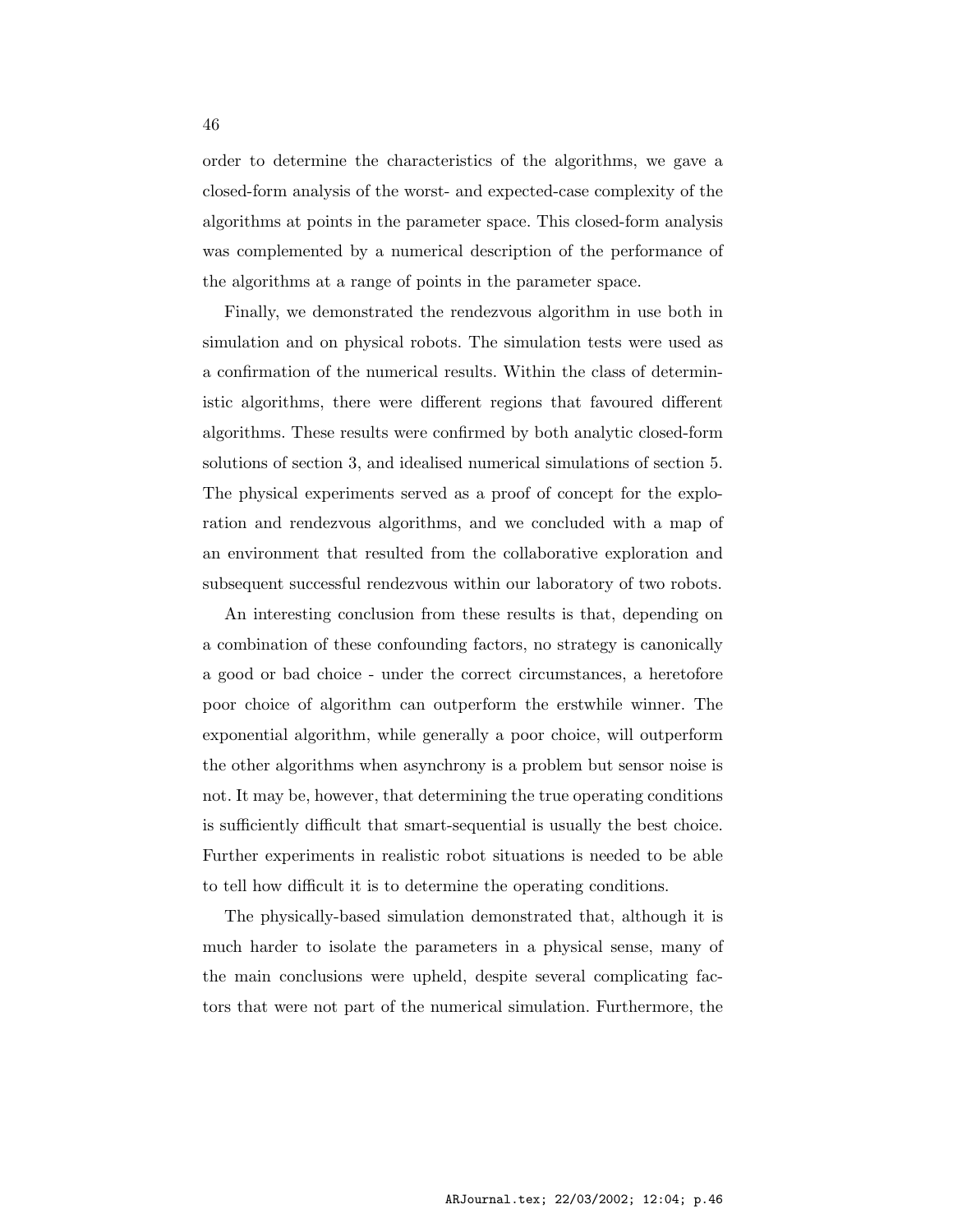order to determine the characteristics of the algorithms, we gave a closed-form analysis of the worst- and expected-case complexity of the algorithms at points in the parameter space. This closed-form analysis was complemented by a numerical description of the performance of the algorithms at a range of points in the parameter space.

Finally, we demonstrated the rendezvous algorithm in use both in simulation and on physical robots. The simulation tests were used as a confirmation of the numerical results. Within the class of deterministic algorithms, there were different regions that favoured different algorithms. These results were confirmed by both analytic closed-form solutions of section 3, and idealised numerical simulations of section 5. The physical experiments served as a proof of concept for the exploration and rendezvous algorithms, and we concluded with a map of an environment that resulted from the collaborative exploration and subsequent successful rendezvous within our laboratory of two robots.

An interesting conclusion from these results is that, depending on a combination of these confounding factors, no strategy is canonically a good or bad choice - under the correct circumstances, a heretofore poor choice of algorithm can outperform the erstwhile winner. The exponential algorithm, while generally a poor choice, will outperform the other algorithms when asynchrony is a problem but sensor noise is not. It may be, however, that determining the true operating conditions is sufficiently difficult that smart-sequential is usually the best choice. Further experiments in realistic robot situations is needed to be able to tell how difficult it is to determine the operating conditions.

The physically-based simulation demonstrated that, although it is much harder to isolate the parameters in a physical sense, many of the main conclusions were upheld, despite several complicating factors that were not part of the numerical simulation. Furthermore, the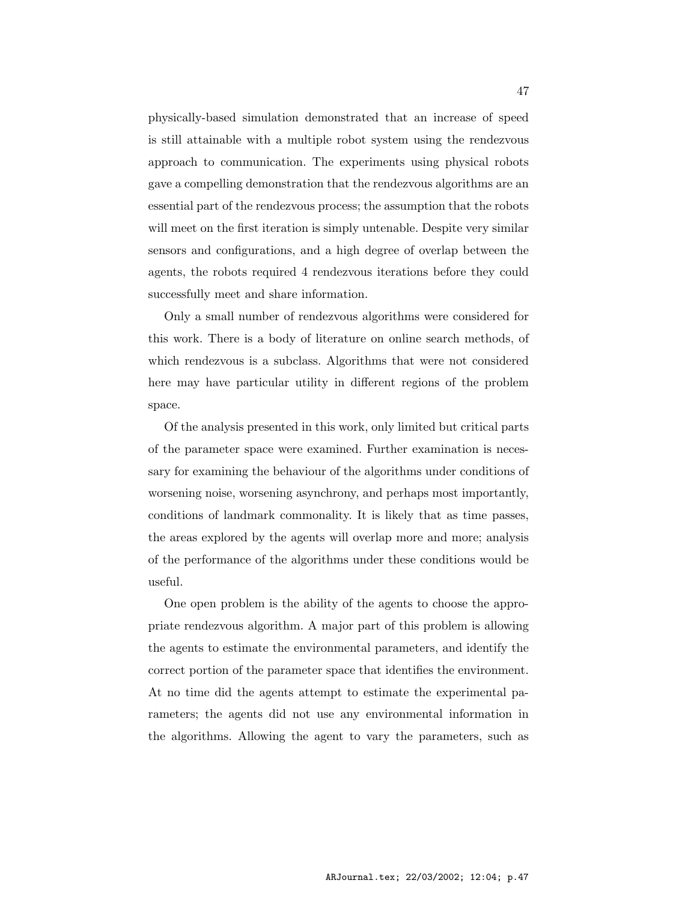physically-based simulation demonstrated that an increase of speed is still attainable with a multiple robot system using the rendezvous approach to communication. The experiments using physical robots gave a compelling demonstration that the rendezvous algorithms are an essential part of the rendezvous process; the assumption that the robots will meet on the first iteration is simply untenable. Despite very similar sensors and configurations, and a high degree of overlap between the agents, the robots required 4 rendezvous iterations before they could successfully meet and share information.

Only a small number of rendezvous algorithms were considered for this work. There is a body of literature on online search methods, of which rendezvous is a subclass. Algorithms that were not considered here may have particular utility in different regions of the problem space.

Of the analysis presented in this work, only limited but critical parts of the parameter space were examined. Further examination is necessary for examining the behaviour of the algorithms under conditions of worsening noise, worsening asynchrony, and perhaps most importantly, conditions of landmark commonality. It is likely that as time passes, the areas explored by the agents will overlap more and more; analysis of the performance of the algorithms under these conditions would be useful.

One open problem is the ability of the agents to choose the appropriate rendezvous algorithm. A major part of this problem is allowing the agents to estimate the environmental parameters, and identify the correct portion of the parameter space that identifies the environment. At no time did the agents attempt to estimate the experimental parameters; the agents did not use any environmental information in the algorithms. Allowing the agent to vary the parameters, such as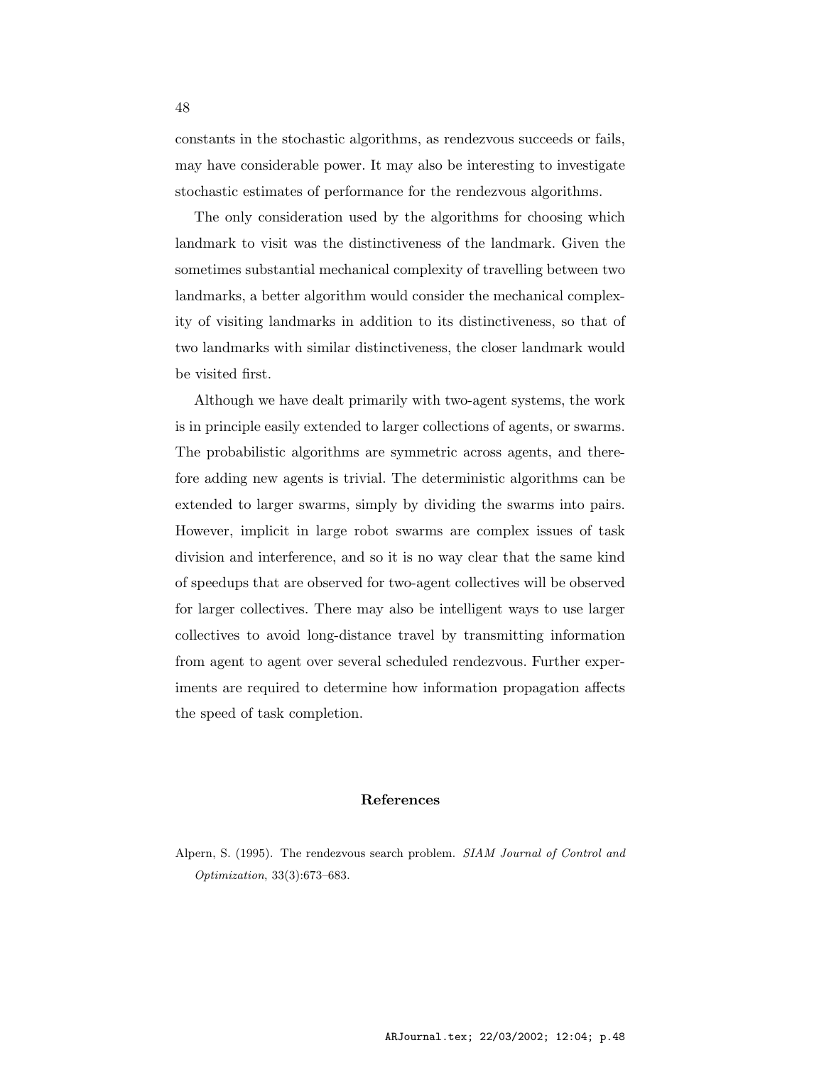constants in the stochastic algorithms, as rendezvous succeeds or fails, may have considerable power. It may also be interesting to investigate stochastic estimates of performance for the rendezvous algorithms.

The only consideration used by the algorithms for choosing which landmark to visit was the distinctiveness of the landmark. Given the sometimes substantial mechanical complexity of travelling between two landmarks, a better algorithm would consider the mechanical complexity of visiting landmarks in addition to its distinctiveness, so that of two landmarks with similar distinctiveness, the closer landmark would be visited first.

Although we have dealt primarily with two-agent systems, the work is in principle easily extended to larger collections of agents, or swarms. The probabilistic algorithms are symmetric across agents, and therefore adding new agents is trivial. The deterministic algorithms can be extended to larger swarms, simply by dividing the swarms into pairs. However, implicit in large robot swarms are complex issues of task division and interference, and so it is no way clear that the same kind of speedups that are observed for two-agent collectives will be observed for larger collectives. There may also be intelligent ways to use larger collectives to avoid long-distance travel by transmitting information from agent to agent over several scheduled rendezvous. Further experiments are required to determine how information propagation affects the speed of task completion.

## References

Alpern, S. (1995). The rendezvous search problem. *SIAM Journal of Control and Optimization*, 33(3):673–683.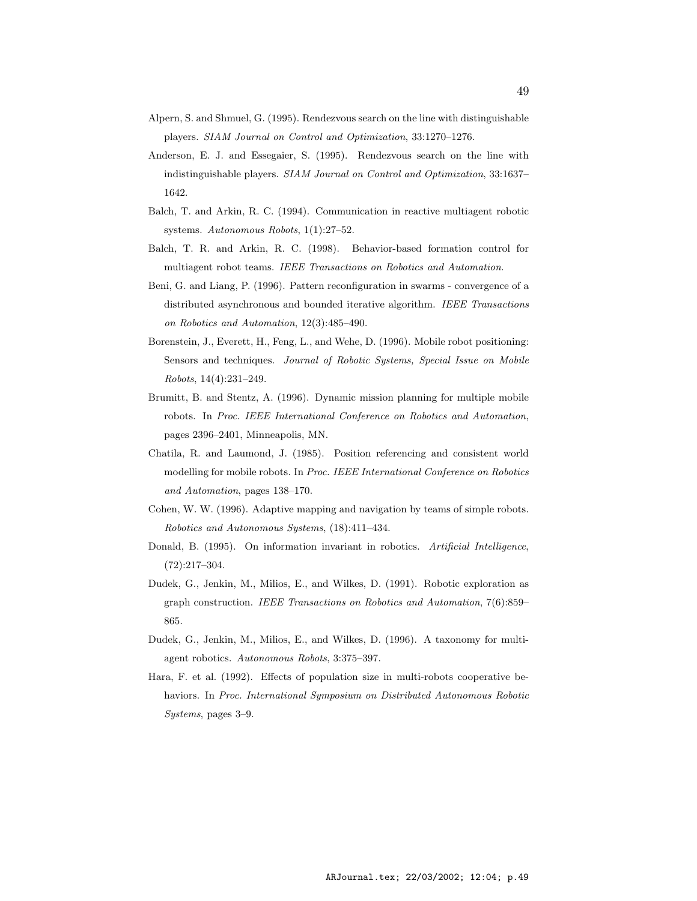Alpern, S. and Shmuel, G. (1995). Rendezvous search on the line with distinguishable players. *SIAM Journal on Control and Optimization*, 33:1270–1276.

Anderson, E. J. and Essegaier, S. (1995). Rendezvous search on the line with indistinguishable players. *SIAM Journal on Control and Optimization*, 33:1637–1642.

Balch, T. and Arkin, R. C. (1994). Communication in reactive multiagent robotic systems. *Autonomous Robots*, 1(1):27–52.

Balch, T. R. and Arkin, R. C. (1998). Behavior-based formation control for multiagent robot teams. *IEEE Transactions on Robotics and Automation*.

Beni, G. and Liang, P. (1996). Pattern reconfiguration in swarms - convergence of a distributed asynchronous and bounded iterative algorithm. *IEEE Transactions on Robotics and Automation*, 12(3):485–490.

Borenstein, J., Everett, H., Feng, L., and Wehe, D. (1996). Mobile robot positioning: Sensors and techniques. *Journal of Robotic Systems, Special Issue on Mobile Robots*, 14(4):231–249.

Brumitt, B. and Stentz, A. (1996). Dynamic mission planning for multiple mobile robots. In *Proc. IEEE International Conference on Robotics and Automation*, pages 2396–2401, Minneapolis, MN.

Chatila, R. and Laumond, J. (1985). Position referencing and consistent world modelling for mobile robots. In *Proc. IEEE International Conference on Robotics and Automation*, pages 138–170.

Cohen, W. W. (1996). Adaptive mapping and navigation by teams of simple robots. *Robotics and Autonomous Systems*, (18):411–434.

Donald, B. (1995). On information invariant in robotics. *Artificial Intelligence*, (72):217–304.

Dudek, G., Jenkin, M., Milios, E., and Wilkes, D. (1991). Robotic exploration as graph construction. *IEEE Transactions on Robotics and Automation*, 7(6):859–865.

Dudek, G., Jenkin, M., Milios, E., and Wilkes, D. (1996). A taxonomy for multi-agent robotics. *Autonomous Robots*, 3:375–397.

Hara, F. et al. (1992). Effects of population size in multi-robots cooperative behaviors. In *Proc. International Symposium on Distributed Autonomous Robotic Systems*, pages 3–9.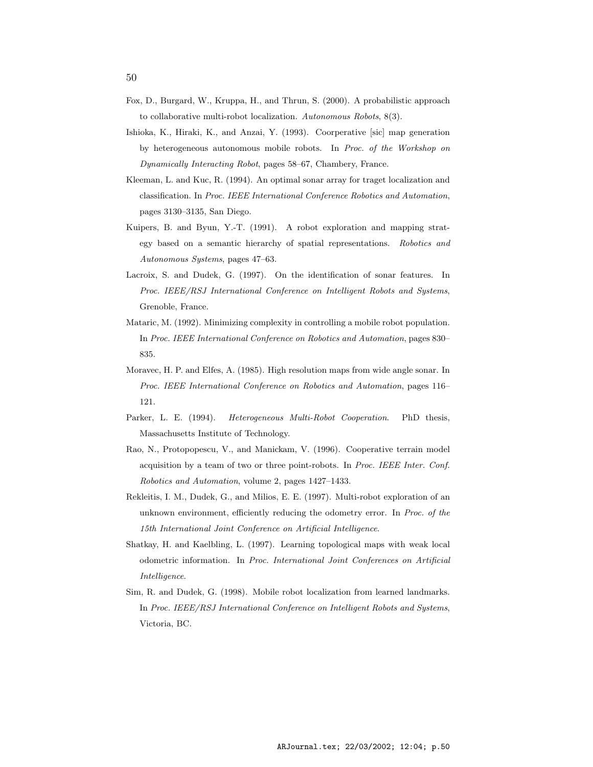Fox, D., Burgard, W., Kruppa, H., and Thrun, S. (2000). A probabilistic approach to collaborative multi-robot localization. *Autonomous Robots*, 8(3).

Ishioka, K., Hiraki, K., and Anzai, Y. (1993). Coorperative [sic] map generation by heterogeneous autonomous mobile robots. In *Proc. of the Workshop on Dynamically Interacting Robot*, pages 58–67, Chambery, France.

Kleeman, L. and Kuc, R. (1994). An optimal sonar array for traget localization and classification. In *Proc. IEEE International Conference Robotics and Automation*, pages 3130–3135, San Diego.

Kuipers, B. and Byun, Y.-T. (1991). A robot exploration and mapping strategy based on a semantic hierarchy of spatial representations. *Robotics and Autonomous Systems*, pages 47–63.

Lacroix, S. and Dudek, G. (1997). On the identification of sonar features. In *Proc. IEEE/RSJ International Conference on Intelligent Robots and Systems*, Grenoble, France.

Mataric, M. (1992). Minimizing complexity in controlling a mobile robot population. In *Proc. IEEE International Conference on Robotics and Automation*, pages 830–835.

Moravec, H. P. and Elfes, A. (1985). High resolution maps from wide angle sonar. In *Proc. IEEE International Conference on Robotics and Automation*, pages 116–121.

Parker, L. E. (1994). *Heterogeneous Multi-Robot Cooperation*. PhD thesis, Massachusetts Institute of Technology.

Rao, N., Protopopescu, V., and Manickam, V. (1996). Cooperative terrain model acquisition by a team of two or three point-robots. In *Proc. IEEE Inter. Conf. Robotics and Automation*, volume 2, pages 1427–1433.

Rekleitis, I. M., Dudek, G., and Milios, E. E. (1997). Multi-robot exploration of an unknown environment, efficiently reducing the odometry error. In *Proc. of the 15th International Joint Conference on Artificial Intelligence*.

Shatkay, H. and Kaelbling, L. (1997). Learning topological maps with weak local odometric information. In *Proc. International Joint Conferences on Artificial Intelligence*.

Sim, R. and Dudek, G. (1998). Mobile robot localization from learned landmarks. In *Proc. IEEE/RSJ International Conference on Intelligent Robots and Systems*, Victoria, BC.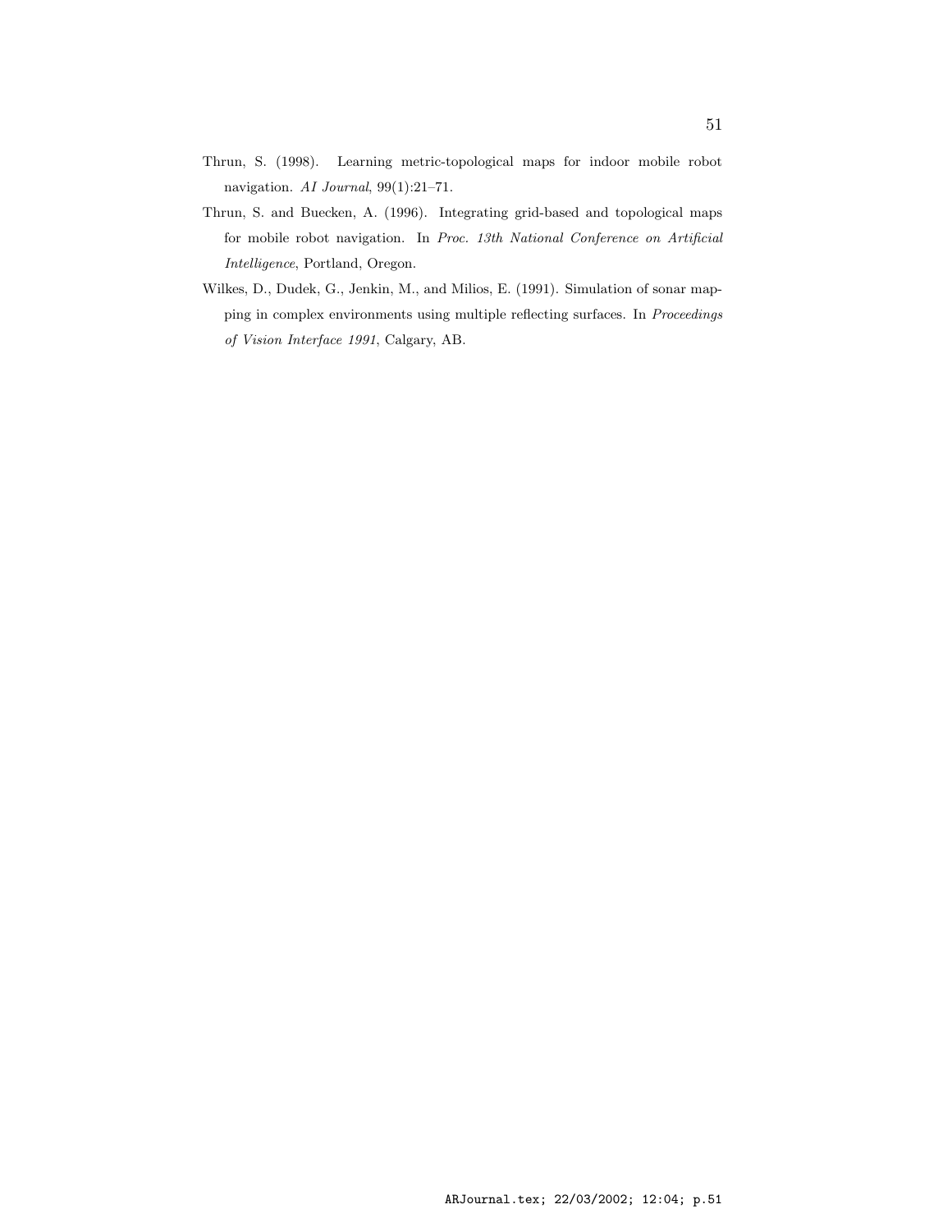Thrun, S. (1998). Learning metric-topological maps for indoor mobile robot navigation. *AI Journal*, 99(1):21–71.

Thrun, S. and Buecken, A. (1996). Integrating grid-based and topological maps for mobile robot navigation. In *Proc. 13th National Conference on Artificial Intelligence*, Portland, Oregon.

Wilkes, D., Dudek, G., Jenkin, M., and Milios, E. (1991). Simulation of sonar mapping in complex environments using multiple reflecting surfaces. In *Proceedings of Vision Interface 1991*, Calgary, AB.